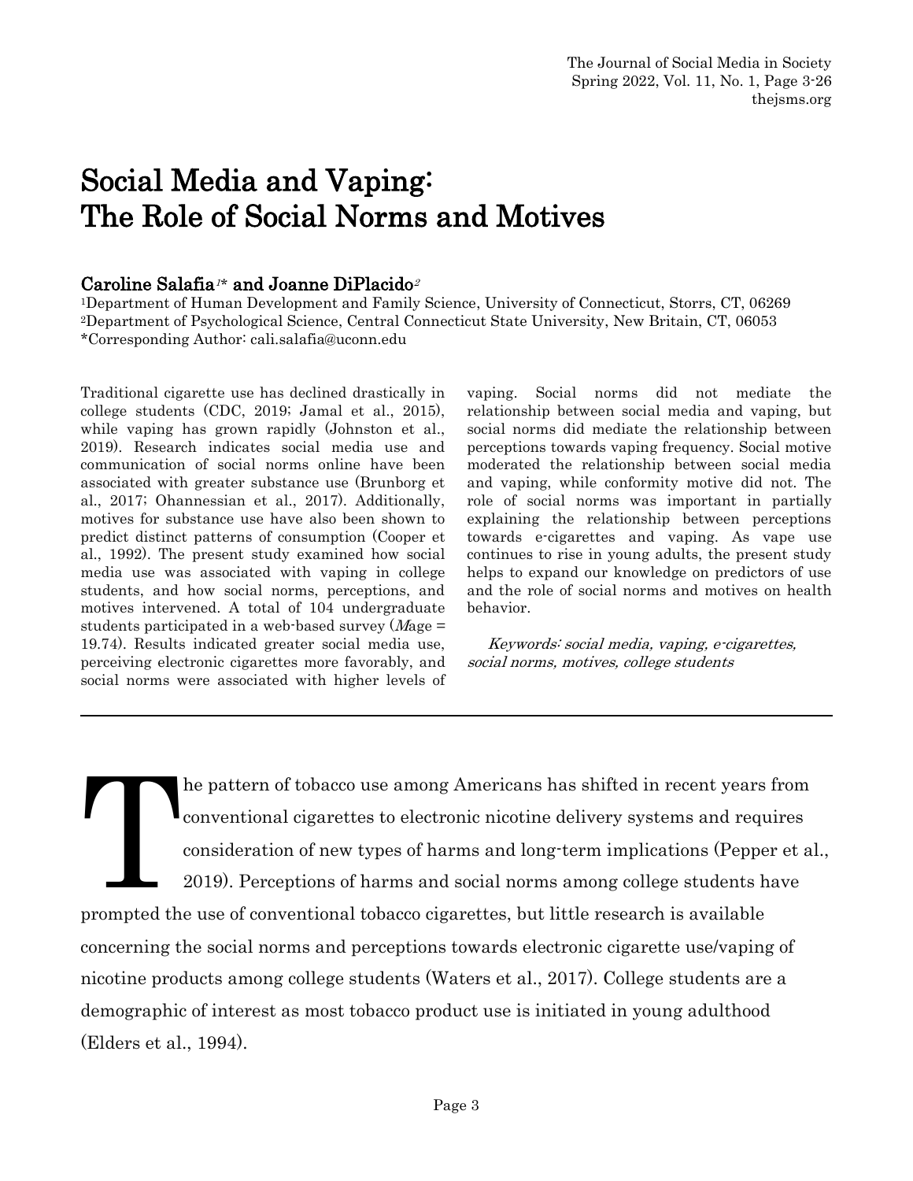# Social Media and Vaping: The Role of Social Norms and Motives

**Caroline Salafia**[1*] **and Joanne DiPlacido**[2]

[1]Department of Human Development and Family Science, University of Connecticut, Storrs, CT, 06269
[2]Department of Psychological Science, Central Connecticut State University, New Britain, CT, 06053
*Corresponding Author: cali.salafia@uconn.edu

Traditional cigarette use has declined drastically in college students (CDC, 2019; Jamal et al., 2015), while vaping has grown rapidly (Johnston et al., 2019). Research indicates social media use and communication of social norms online have been associated with greater substance use (Brunborg et al., 2017; Ohannessian et al., 2017). Additionally, motives for substance use have also been shown to predict distinct patterns of consumption (Cooper et al., 1992). The present study examined how social media use was associated with vaping in college students, and how social norms, perceptions, and motives intervened. A total of 104 undergraduate students participated in a web-based survey (*M*age = 19.74). Results indicated greater social media use, perceiving electronic cigarettes more favorably, and social norms were associated with higher levels of vaping. Social norms did not mediate the relationship between social media and vaping, but social norms did mediate the relationship between perceptions towards vaping frequency. Social motive moderated the relationship between social media and vaping, while conformity motive did not. The role of social norms was important in partially explaining the relationship between perceptions towards e-cigarettes and vaping. As vape use continues to rise in young adults, the present study helps to expand our knowledge on predictors of use and the role of social norms and motives on health behavior.

*Keywords: social media, vaping, e-cigarettes, social norms, motives, college students*

---

The pattern of tobacco use among Americans has shifted in recent years from conventional cigarettes to electronic nicotine delivery systems and requires consideration of new types of harms and long-term implications (Pepper et al., 2019). Perceptions of harms and social norms among college students have prompted the use of conventional tobacco cigarettes, but little research is available concerning the social norms and perceptions towards electronic cigarette use/vaping of nicotine products among college students (Waters et al., 2017). College students are a demographic of interest as most tobacco product use is initiated in young adulthood (Elders et al., 1994).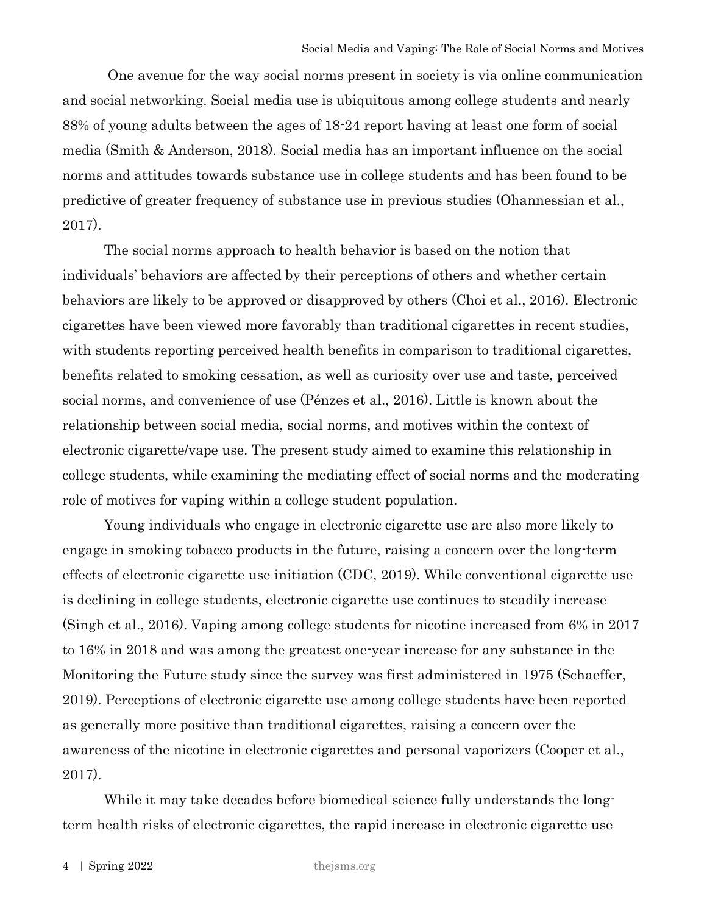One avenue for the way social norms present in society is via online communication and social networking. Social media use is ubiquitous among college students and nearly 88% of young adults between the ages of 18-24 report having at least one form of social media (Smith & Anderson, 2018). Social media has an important influence on the social norms and attitudes towards substance use in college students and has been found to be predictive of greater frequency of substance use in previous studies (Ohannessian et al., 2017).

The social norms approach to health behavior is based on the notion that individuals' behaviors are affected by their perceptions of others and whether certain behaviors are likely to be approved or disapproved by others (Choi et al., 2016). Electronic cigarettes have been viewed more favorably than traditional cigarettes in recent studies, with students reporting perceived health benefits in comparison to traditional cigarettes, benefits related to smoking cessation, as well as curiosity over use and taste, perceived social norms, and convenience of use (Pénzes et al., 2016). Little is known about the relationship between social media, social norms, and motives within the context of electronic cigarette/vape use. The present study aimed to examine this relationship in college students, while examining the mediating effect of social norms and the moderating role of motives for vaping within a college student population.

Young individuals who engage in electronic cigarette use are also more likely to engage in smoking tobacco products in the future, raising a concern over the long-term effects of electronic cigarette use initiation (CDC, 2019). While conventional cigarette use is declining in college students, electronic cigarette use continues to steadily increase (Singh et al., 2016). Vaping among college students for nicotine increased from 6% in 2017 to 16% in 2018 and was among the greatest one-year increase for any substance in the Monitoring the Future study since the survey was first administered in 1975 (Schaeffer, 2019). Perceptions of electronic cigarette use among college students have been reported as generally more positive than traditional cigarettes, raising a concern over the awareness of the nicotine in electronic cigarettes and personal vaporizers (Cooper et al., 2017).

While it may take decades before biomedical science fully understands the long-term health risks of electronic cigarettes, the rapid increase in electronic cigarette use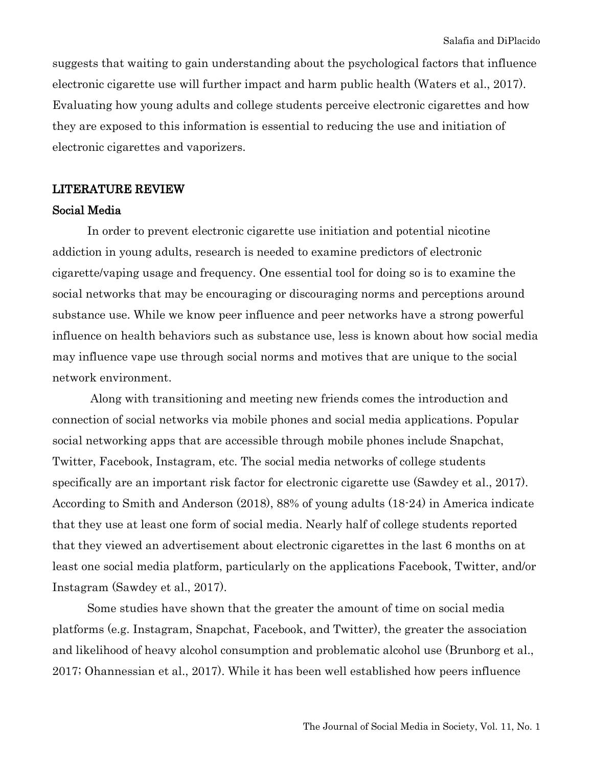suggests that waiting to gain understanding about the psychological factors that influence electronic cigarette use will further impact and harm public health (Waters et al., 2017). Evaluating how young adults and college students perceive electronic cigarettes and how they are exposed to this information is essential to reducing the use and initiation of electronic cigarettes and vaporizers.

## LITERATURE REVIEW

### Social Media

In order to prevent electronic cigarette use initiation and potential nicotine addiction in young adults, research is needed to examine predictors of electronic cigarette/vaping usage and frequency. One essential tool for doing so is to examine the social networks that may be encouraging or discouraging norms and perceptions around substance use. While we know peer influence and peer networks have a strong powerful influence on health behaviors such as substance use, less is known about how social media may influence vape use through social norms and motives that are unique to the social network environment.

Along with transitioning and meeting new friends comes the introduction and connection of social networks via mobile phones and social media applications. Popular social networking apps that are accessible through mobile phones include Snapchat, Twitter, Facebook, Instagram, etc. The social media networks of college students specifically are an important risk factor for electronic cigarette use (Sawdey et al., 2017). According to Smith and Anderson (2018), 88% of young adults (18-24) in America indicate that they use at least one form of social media. Nearly half of college students reported that they viewed an advertisement about electronic cigarettes in the last 6 months on at least one social media platform, particularly on the applications Facebook, Twitter, and/or Instagram (Sawdey et al., 2017).

Some studies have shown that the greater the amount of time on social media platforms (e.g. Instagram, Snapchat, Facebook, and Twitter), the greater the association and likelihood of heavy alcohol consumption and problematic alcohol use (Brunborg et al., 2017; Ohannessian et al., 2017). While it has been well established how peers influence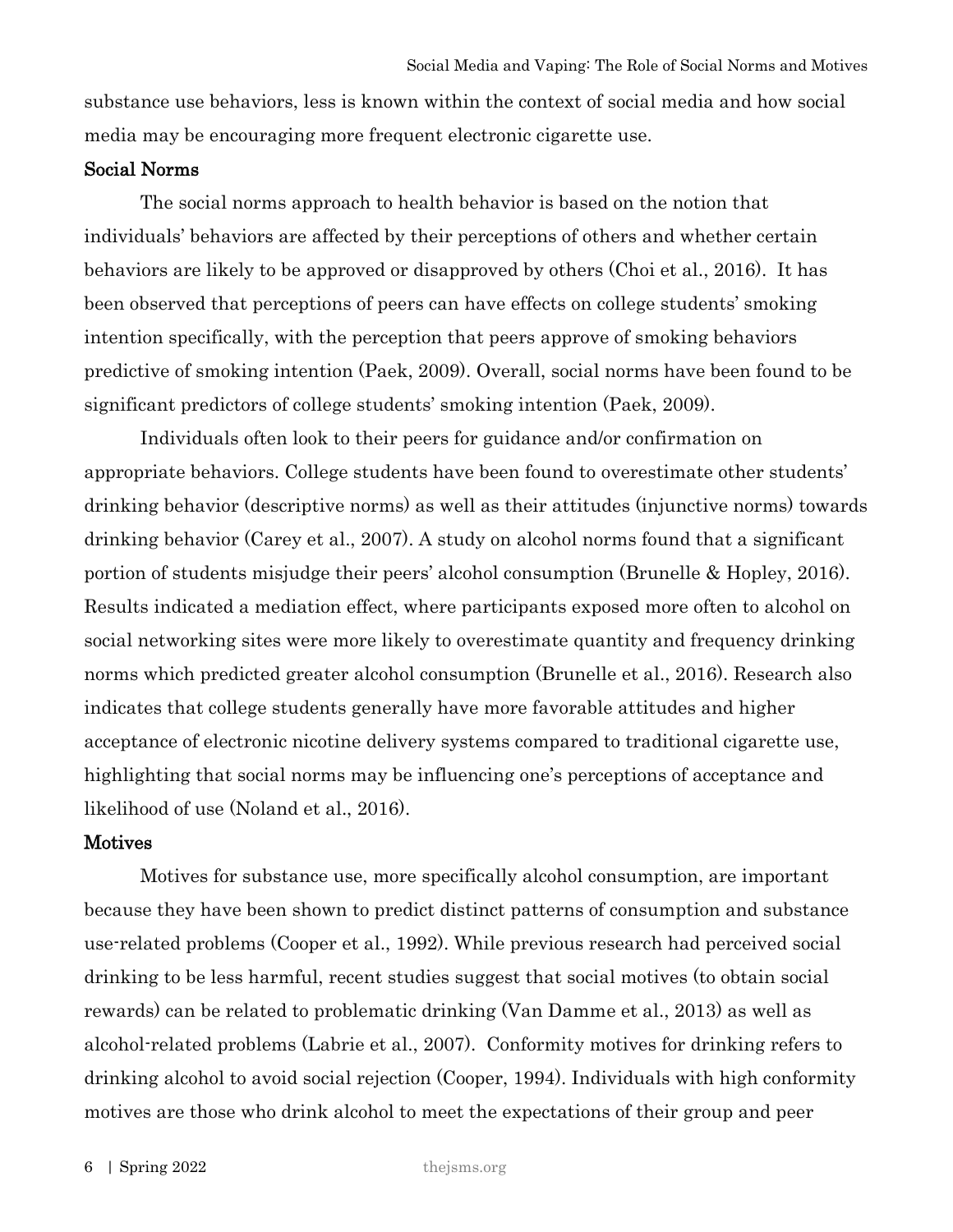substance use behaviors, less is known within the context of social media and how social media may be encouraging more frequent electronic cigarette use.

## Social Norms

The social norms approach to health behavior is based on the notion that individuals' behaviors are affected by their perceptions of others and whether certain behaviors are likely to be approved or disapproved by others (Choi et al., 2016). It has been observed that perceptions of peers can have effects on college students' smoking intention specifically, with the perception that peers approve of smoking behaviors predictive of smoking intention (Paek, 2009). Overall, social norms have been found to be significant predictors of college students' smoking intention (Paek, 2009).

Individuals often look to their peers for guidance and/or confirmation on appropriate behaviors. College students have been found to overestimate other students' drinking behavior (descriptive norms) as well as their attitudes (injunctive norms) towards drinking behavior (Carey et al., 2007). A study on alcohol norms found that a significant portion of students misjudge their peers' alcohol consumption (Brunelle & Hopley, 2016). Results indicated a mediation effect, where participants exposed more often to alcohol on social networking sites were more likely to overestimate quantity and frequency drinking norms which predicted greater alcohol consumption (Brunelle et al., 2016). Research also indicates that college students generally have more favorable attitudes and higher acceptance of electronic nicotine delivery systems compared to traditional cigarette use, highlighting that social norms may be influencing one's perceptions of acceptance and likelihood of use (Noland et al., 2016).

## Motives

Motives for substance use, more specifically alcohol consumption, are important because they have been shown to predict distinct patterns of consumption and substance use-related problems (Cooper et al., 1992). While previous research had perceived social drinking to be less harmful, recent studies suggest that social motives (to obtain social rewards) can be related to problematic drinking (Van Damme et al., 2013) as well as alcohol-related problems (Labrie et al., 2007). Conformity motives for drinking refers to drinking alcohol to avoid social rejection (Cooper, 1994). Individuals with high conformity motives are those who drink alcohol to meet the expectations of their group and peer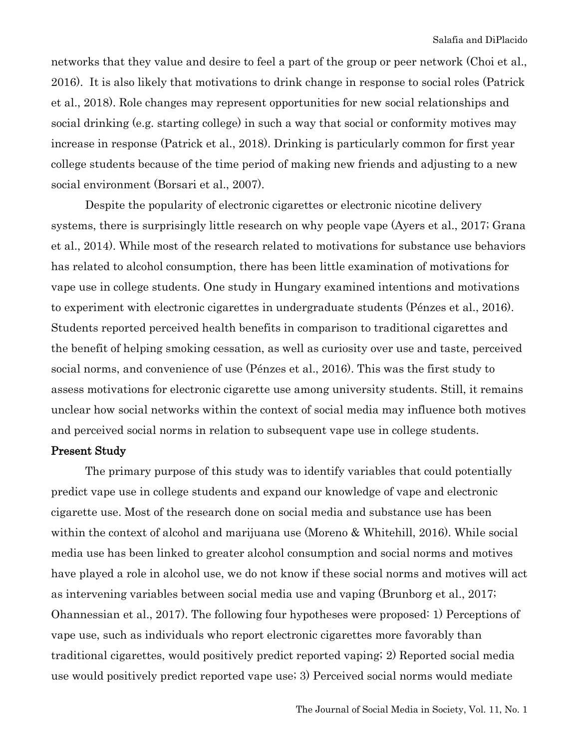networks that they value and desire to feel a part of the group or peer network (Choi et al., 2016). It is also likely that motivations to drink change in response to social roles (Patrick et al., 2018). Role changes may represent opportunities for new social relationships and social drinking (e.g. starting college) in such a way that social or conformity motives may increase in response (Patrick et al., 2018). Drinking is particularly common for first year college students because of the time period of making new friends and adjusting to a new social environment (Borsari et al., 2007).

Despite the popularity of electronic cigarettes or electronic nicotine delivery systems, there is surprisingly little research on why people vape (Ayers et al., 2017; Grana et al., 2014). While most of the research related to motivations for substance use behaviors has related to alcohol consumption, there has been little examination of motivations for vape use in college students. One study in Hungary examined intentions and motivations to experiment with electronic cigarettes in undergraduate students (Pénzes et al., 2016). Students reported perceived health benefits in comparison to traditional cigarettes and the benefit of helping smoking cessation, as well as curiosity over use and taste, perceived social norms, and convenience of use (Pénzes et al., 2016). This was the first study to assess motivations for electronic cigarette use among university students. Still, it remains unclear how social networks within the context of social media may influence both motives and perceived social norms in relation to subsequent vape use in college students.

### Present Study

The primary purpose of this study was to identify variables that could potentially predict vape use in college students and expand our knowledge of vape and electronic cigarette use. Most of the research done on social media and substance use has been within the context of alcohol and marijuana use (Moreno & Whitehill, 2016). While social media use has been linked to greater alcohol consumption and social norms and motives have played a role in alcohol use, we do not know if these social norms and motives will act as intervening variables between social media use and vaping (Brunborg et al., 2017; Ohannessian et al., 2017). The following four hypotheses were proposed: 1) Perceptions of vape use, such as individuals who report electronic cigarettes more favorably than traditional cigarettes, would positively predict reported vaping; 2) Reported social media use would positively predict reported vape use; 3) Perceived social norms would mediate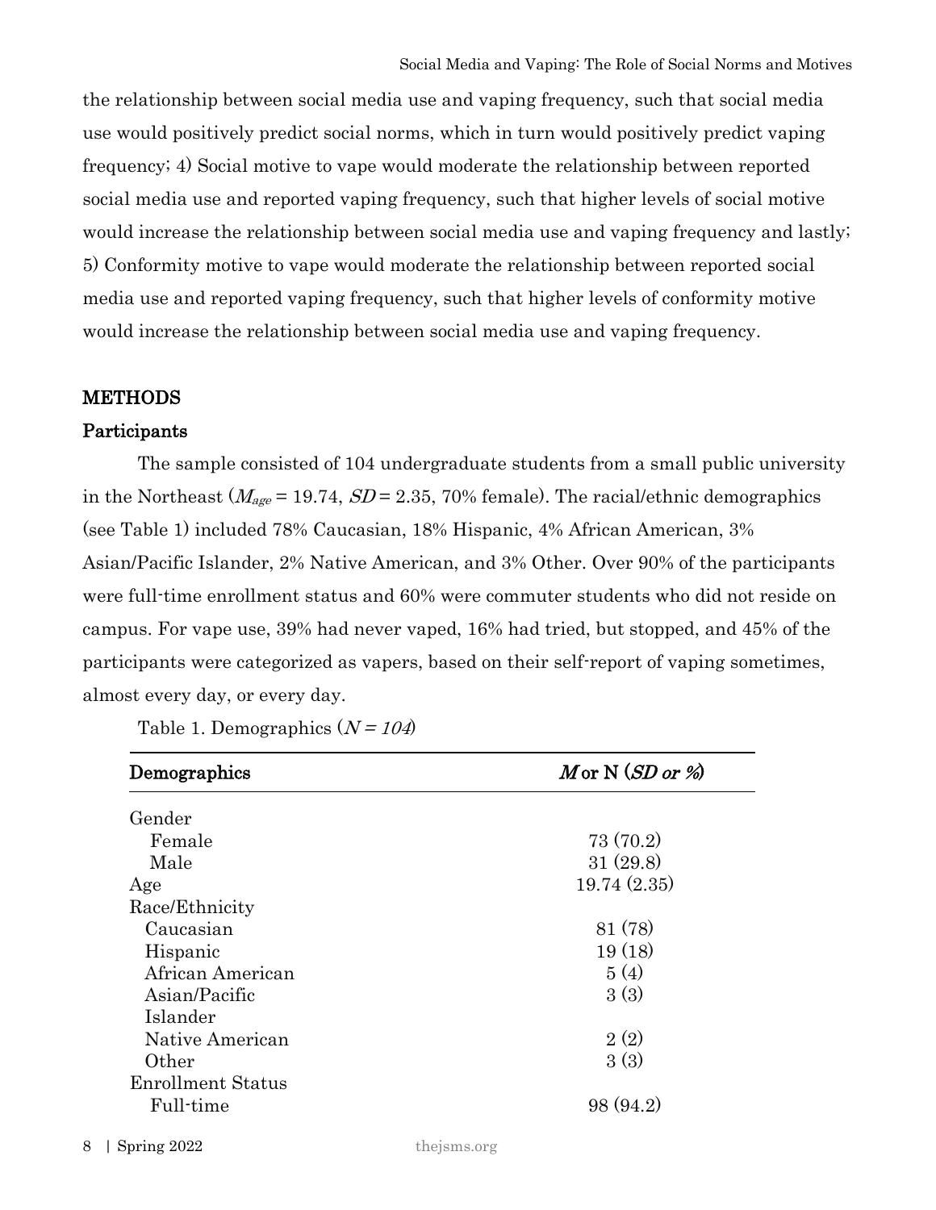the relationship between social media use and vaping frequency, such that social media use would positively predict social norms, which in turn would positively predict vaping frequency; 4) Social motive to vape would moderate the relationship between reported social media use and reported vaping frequency, such that higher levels of social motive would increase the relationship between social media use and vaping frequency and lastly; 5) Conformity motive to vape would moderate the relationship between reported social media use and reported vaping frequency, such that higher levels of conformity motive would increase the relationship between social media use and vaping frequency.

## METHODS

### Participants

The sample consisted of 104 undergraduate students from a small public university in the Northeast ($M_{age}$ = 19.74, *SD* = 2.35, 70% female). The racial/ethnic demographics (see Table 1) included 78% Caucasian, 18% Hispanic, 4% African American, 3% Asian/Pacific Islander, 2% Native American, and 3% Other. Over 90% of the participants were full-time enrollment status and 60% were commuter students who did not reside on campus. For vape use, 39% had never vaped, 16% had tried, but stopped, and 45% of the participants were categorized as vapers, based on their self-report of vaping sometimes, almost every day, or every day.

Table 1. Demographics (*N = 104*)

| Demographics | *M* or N (*SD or %*) |
|---|---|
| Gender | |
| Female | 73 (70.2) |
| Male | 31 (29.8) |
| Age | 19.74 (2.35) |
| Race/Ethnicity | |
| Caucasian | 81 (78) |
| Hispanic | 19 (18) |
| African American | 5 (4) |
| Asian/Pacific Islander | 3 (3) |
| Native American | 2 (2) |
| Other | 3 (3) |
| Enrollment Status | |
| Full-time | 98 (94.2) |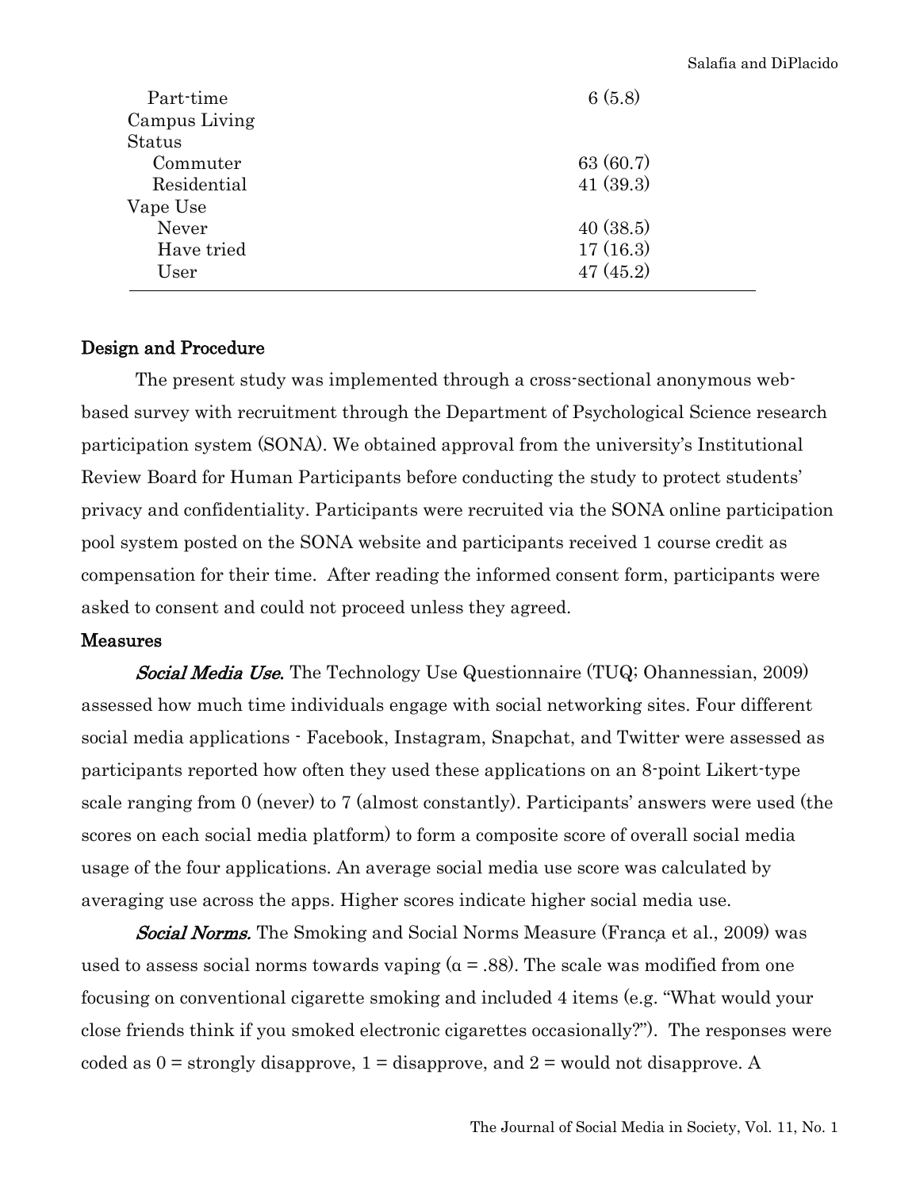| | |
|---|---|
| Part-time | 6 (5.8) |
| Campus Living Status | |
| Commuter | 63 (60.7) |
| Residential | 41 (39.3) |
| Vape Use | |
| Never | 40 (38.5) |
| Have tried | 17 (16.3) |
| User | 47 (45.2) |

**Design and Procedure**

The present study was implemented through a cross-sectional anonymous web-based survey with recruitment through the Department of Psychological Science research participation system (SONA). We obtained approval from the university's Institutional Review Board for Human Participants before conducting the study to protect students' privacy and confidentiality. Participants were recruited via the SONA online participation pool system posted on the SONA website and participants received 1 course credit as compensation for their time. After reading the informed consent form, participants were asked to consent and could not proceed unless they agreed.

**Measures**

***Social Media Use.*** The Technology Use Questionnaire (TUQ; Ohannessian, 2009) assessed how much time individuals engage with social networking sites. Four different social media applications - Facebook, Instagram, Snapchat, and Twitter were assessed as participants reported how often they used these applications on an 8-point Likert-type scale ranging from 0 (never) to 7 (almost constantly). Participants' answers were used (the scores on each social media platform) to form a composite score of overall social media usage of the four applications. An average social media use score was calculated by averaging use across the apps. Higher scores indicate higher social media use.

***Social Norms.*** The Smoking and Social Norms Measure (França et al., 2009) was used to assess social norms towards vaping ($\alpha = .88$). The scale was modified from one focusing on conventional cigarette smoking and included 4 items (e.g. "What would your close friends think if you smoked electronic cigarettes occasionally?"). The responses were coded as 0 = strongly disapprove, 1 = disapprove, and 2 = would not disapprove. A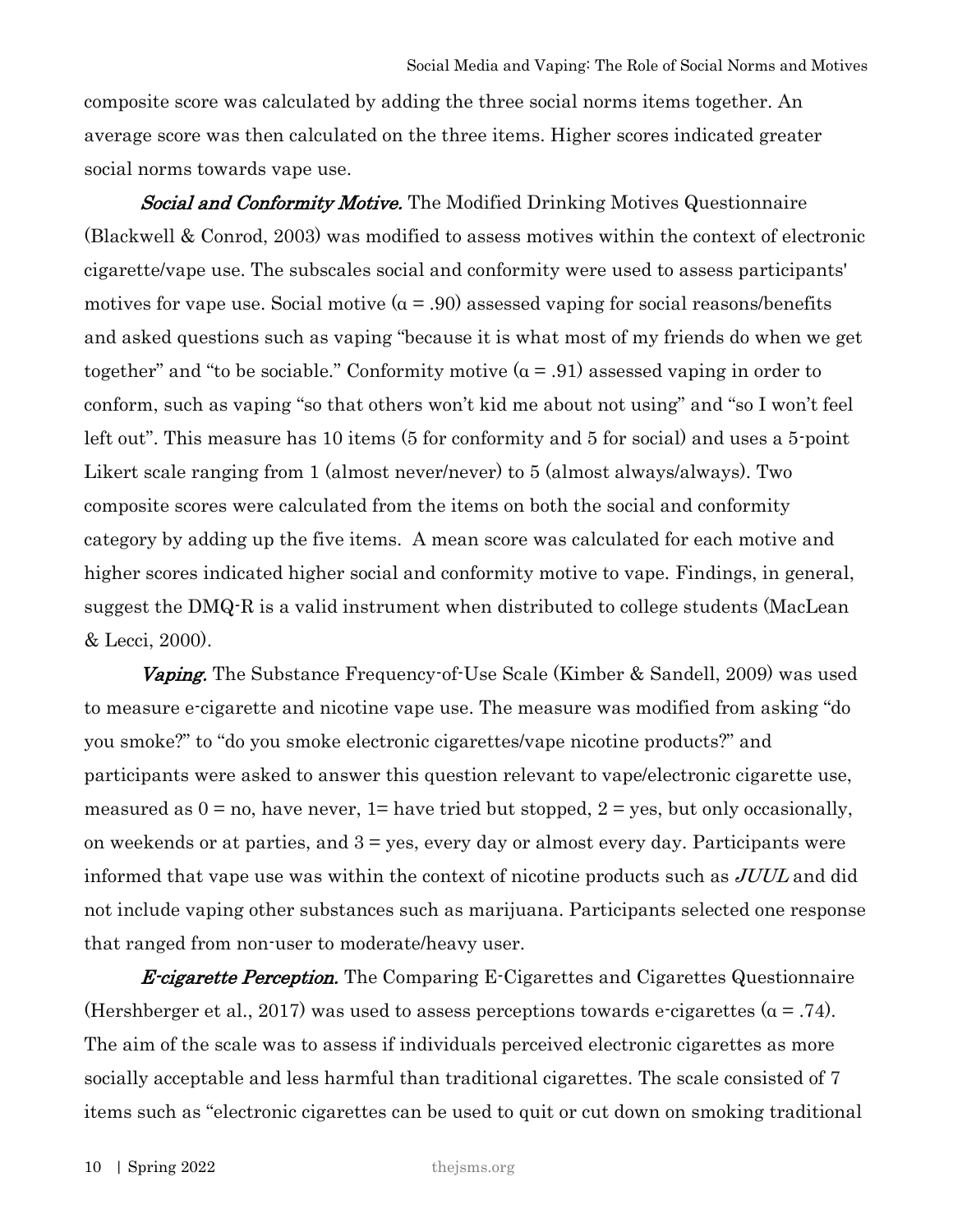composite score was calculated by adding the three social norms items together. An average score was then calculated on the three items. Higher scores indicated greater social norms towards vape use.

***Social and Conformity Motive.*** The Modified Drinking Motives Questionnaire (Blackwell & Conrod, 2003) was modified to assess motives within the context of electronic cigarette/vape use. The subscales social and conformity were used to assess participants' motives for vape use. Social motive ($\alpha = .90$) assessed vaping for social reasons/benefits and asked questions such as vaping "because it is what most of my friends do when we get together" and "to be sociable." Conformity motive ($\alpha = .91$) assessed vaping in order to conform, such as vaping "so that others won't kid me about not using" and "so I won't feel left out". This measure has 10 items (5 for conformity and 5 for social) and uses a 5-point Likert scale ranging from 1 (almost never/never) to 5 (almost always/always). Two composite scores were calculated from the items on both the social and conformity category by adding up the five items. A mean score was calculated for each motive and higher scores indicated higher social and conformity motive to vape. Findings, in general, suggest the DMQ-R is a valid instrument when distributed to college students (MacLean & Lecci, 2000).

***Vaping.*** The Substance Frequency-of-Use Scale (Kimber & Sandell, 2009) was used to measure e-cigarette and nicotine vape use. The measure was modified from asking "do you smoke?" to "do you smoke electronic cigarettes/vape nicotine products?" and participants were asked to answer this question relevant to vape/electronic cigarette use, measured as 0 = no, have never, 1= have tried but stopped, 2 = yes, but only occasionally, on weekends or at parties, and 3 = yes, every day or almost every day. Participants were informed that vape use was within the context of nicotine products such as *JUUL* and did not include vaping other substances such as marijuana. Participants selected one response that ranged from non-user to moderate/heavy user.

***E-cigarette Perception.*** The Comparing E-Cigarettes and Cigarettes Questionnaire (Hershberger et al., 2017) was used to assess perceptions towards e-cigarettes ($\alpha = .74$). The aim of the scale was to assess if individuals perceived electronic cigarettes as more socially acceptable and less harmful than traditional cigarettes. The scale consisted of 7 items such as "electronic cigarettes can be used to quit or cut down on smoking traditional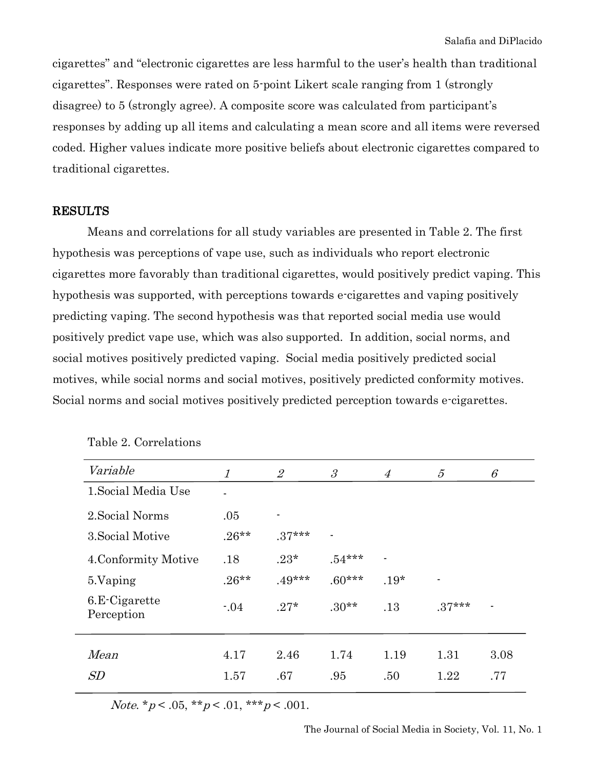cigarettes" and "electronic cigarettes are less harmful to the user's health than traditional cigarettes". Responses were rated on 5-point Likert scale ranging from 1 (strongly disagree) to 5 (strongly agree). A composite score was calculated from participant's responses by adding up all items and calculating a mean score and all items were reversed coded. Higher values indicate more positive beliefs about electronic cigarettes compared to traditional cigarettes.

## RESULTS

Means and correlations for all study variables are presented in Table 2. The first hypothesis was perceptions of vape use, such as individuals who report electronic cigarettes more favorably than traditional cigarettes, would positively predict vaping. This hypothesis was supported, with perceptions towards e-cigarettes and vaping positively predicting vaping. The second hypothesis was that reported social media use would positively predict vape use, which was also supported. In addition, social norms, and social motives positively predicted vaping. Social media positively predicted social motives, while social norms and social motives, positively predicted conformity motives. Social norms and social motives positively predicted perception towards e-cigarettes.

Table 2. Correlations

| *Variable* | *1* | *2* | *3* | *4* | *5* | *6* |
|---|---|---|---|---|---|---|
| 1.Social Media Use | - | | | | | |
| 2.Social Norms | .05 | - | | | | |
| 3.Social Motive | .26** | .37*** | - | | | |
| 4.Conformity Motive | .18 | .23* | .54*** | - | | |
| 5.Vaping | .26** | .49*** | .60*** | .19* | - | |
| 6.E-Cigarette Perception | -.04 | .27* | .30** | .13 | .37*** | - |
| *Mean* | 4.17 | 2.46 | 1.74 | 1.19 | 1.31 | 3.08 |
| *SD* | 1.57 | .67 | .95 | .50 | 1.22 | .77 |

*Note*. $^{*}p < .05$, $^{**}p < .01$, $^{***}p < .001$.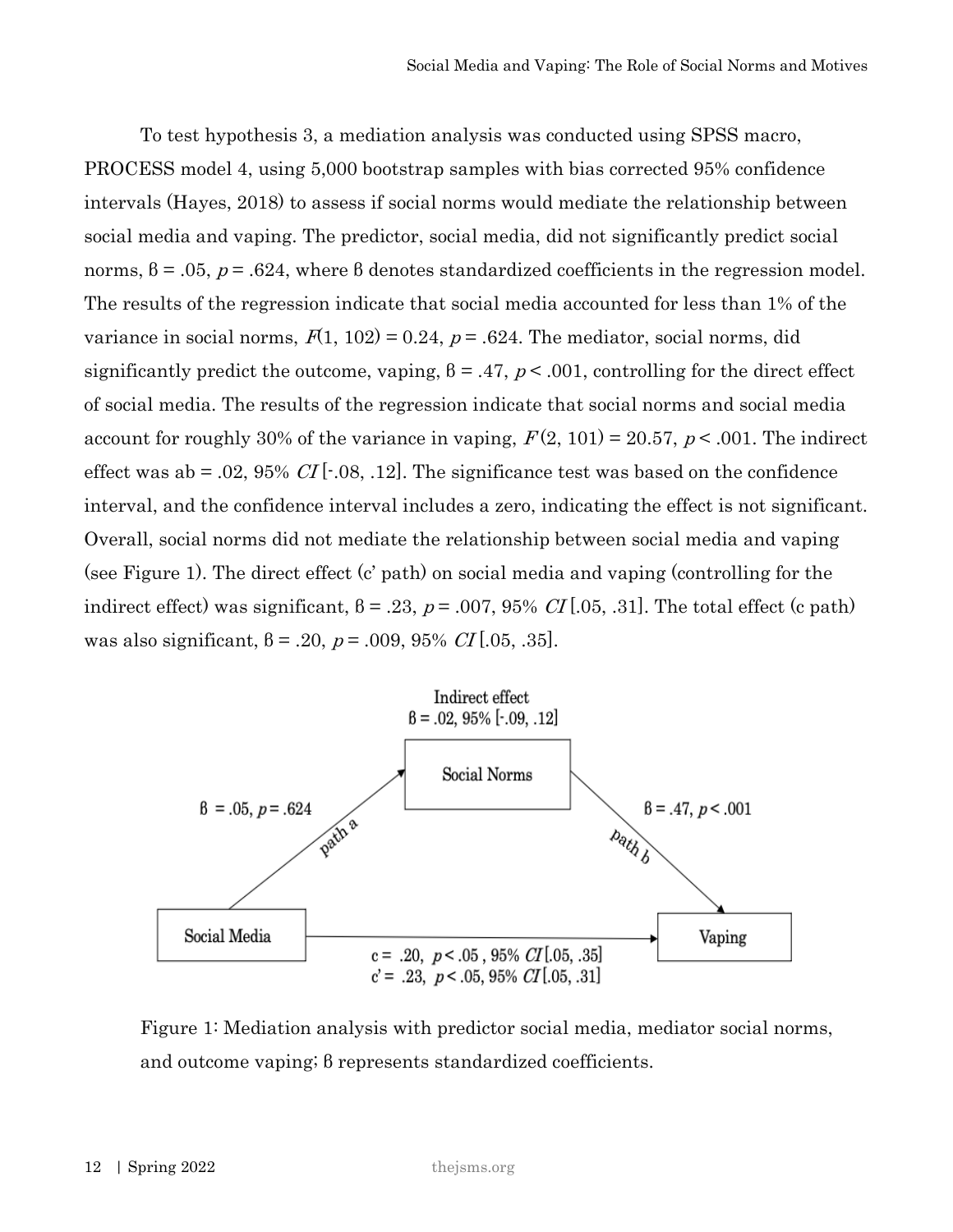To test hypothesis 3, a mediation analysis was conducted using SPSS macro, PROCESS model 4, using 5,000 bootstrap samples with bias corrected 95% confidence intervals (Hayes, 2018) to assess if social norms would mediate the relationship between social media and vaping. The predictor, social media, did not significantly predict social norms, $\beta = .05$, $p = .624$, where $\beta$ denotes standardized coefficients in the regression model. The results of the regression indicate that social media accounted for less than 1% of the variance in social norms, $F(1, 102) = 0.24$, $p = .624$. The mediator, social norms, did significantly predict the outcome, vaping, $\beta = .47$, $p < .001$, controlling for the direct effect of social media. The results of the regression indicate that social norms and social media account for roughly 30% of the variance in vaping, $F(2, 101) = 20.57$, $p < .001$. The indirect effect was ab = .02, 95% *CI* [-.08, .12]. The significance test was based on the confidence interval, and the confidence interval includes a zero, indicating the effect is not significant. Overall, social norms did not mediate the relationship between social media and vaping (see Figure 1). The direct effect (c' path) on social media and vaping (controlling for the indirect effect) was significant, $\beta = .23$, $p = .007$, 95% *CI* [.05, .31]. The total effect (c path) was also significant, $\beta = .20$, $p = .009$, 95% *CI* [.05, .35].

Figure 1: Mediation analysis with predictor social media, mediator social norms, and outcome vaping; $\beta$ represents standardized coefficients.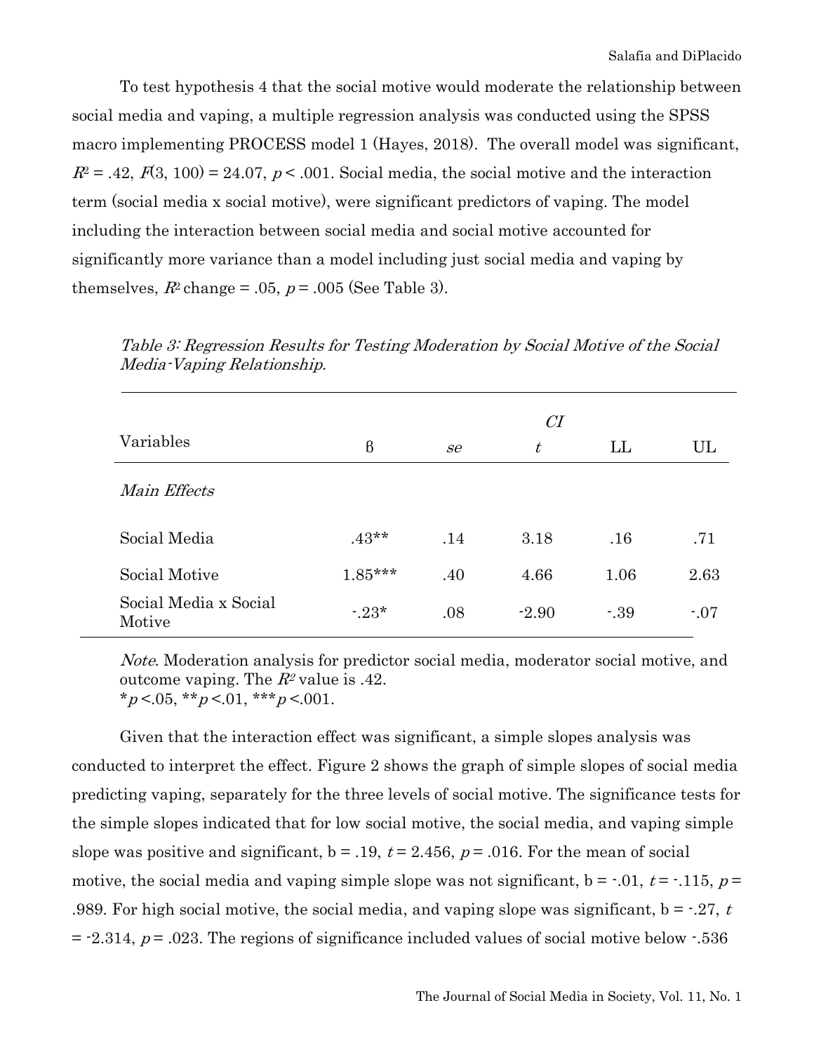To test hypothesis 4 that the social motive would moderate the relationship between social media and vaping, a multiple regression analysis was conducted using the SPSS macro implementing PROCESS model 1 (Hayes, 2018). The overall model was significant, $R^2 = .42$, $F(3, 100) = 24.07$, $p < .001$. Social media, the social motive and the interaction term (social media x social motive), were significant predictors of vaping. The model including the interaction between social media and social motive accounted for significantly more variance than a model including just social media and vaping by themselves, $R^2$ change = .05, $p = .005$ (See Table 3).

*Table 3: Regression Results for Testing Moderation by Social Motive of the Social Media-Vaping Relationship.*

| Variables | β | *se* | *t* | *CI* LL | *CI* UL |
|---|---|---|---|---|---|
| *Main Effects* | | | | | |
| Social Media | .43** | .14 | 3.18 | .16 | .71 |
| Social Motive | 1.85*** | .40 | 4.66 | 1.06 | 2.63 |
| Social Media x Social Motive | -.23* | .08 | -2.90 | -.39 | -.07 |

*Note*. Moderation analysis for predictor social media, moderator social motive, and outcome vaping. The $R^2$ value is .42.
*$p$ <.05, **$p$ <.01, ***$p$ <.001.

Given that the interaction effect was significant, a simple slopes analysis was conducted to interpret the effect. Figure 2 shows the graph of simple slopes of social media predicting vaping, separately for the three levels of social motive. The significance tests for the simple slopes indicated that for low social motive, the social media, and vaping simple slope was positive and significant, b = .19, $t = 2.456$, $p = .016$. For the mean of social motive, the social media and vaping simple slope was not significant, b = -.01, $t = -.115$, $p = .989$. For high social motive, the social media, and vaping slope was significant, b = -.27, $t = -2.314$, $p = .023$. The regions of significance included values of social motive below -.536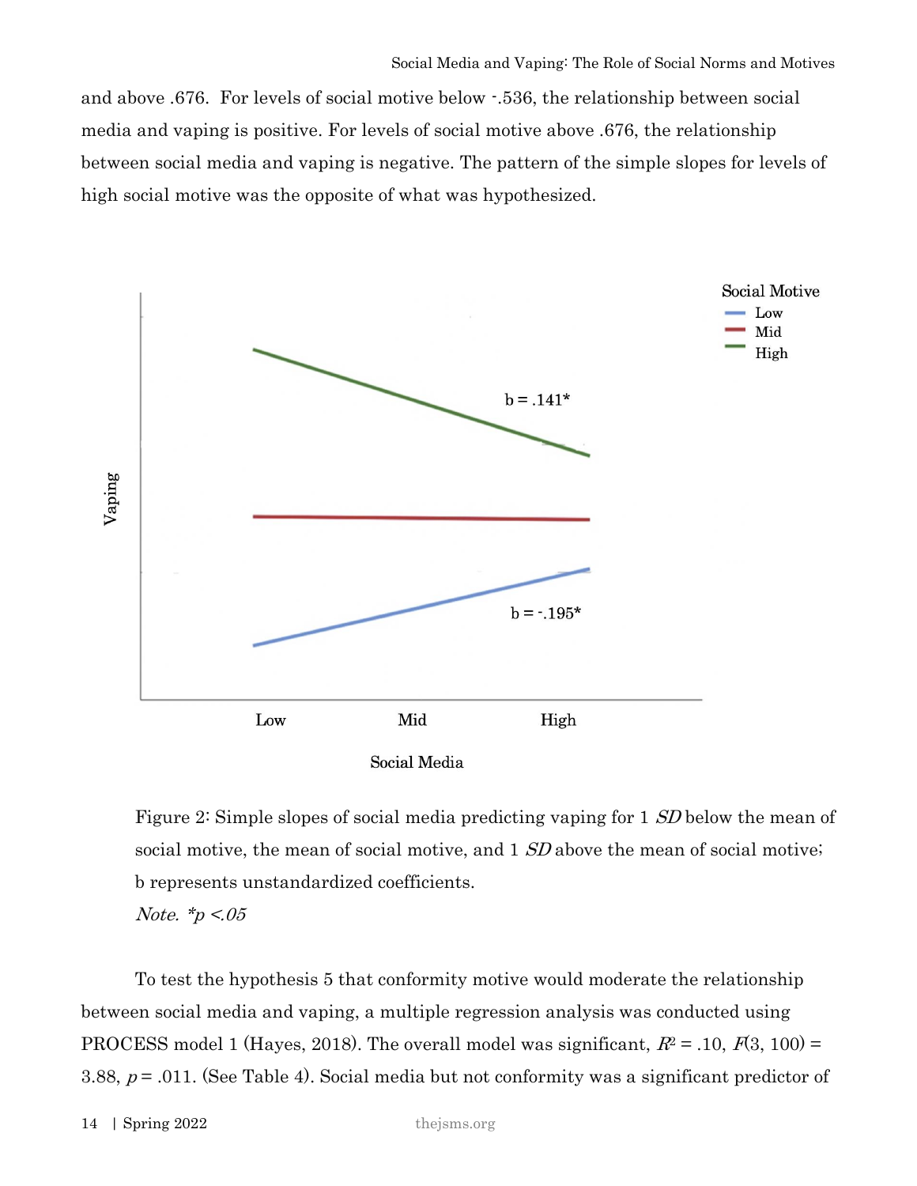and above .676. For levels of social motive below -.536, the relationship between social media and vaping is positive. For levels of social motive above .676, the relationship between social media and vaping is negative. The pattern of the simple slopes for levels of high social motive was the opposite of what was hypothesized.

Figure 2: Simple slopes of social media predicting vaping for 1 *SD* below the mean of social motive, the mean of social motive, and 1 *SD* above the mean of social motive; b represents unstandardized coefficients.

*Note. *p <.05*

To test the hypothesis 5 that conformity motive would moderate the relationship between social media and vaping, a multiple regression analysis was conducted using PROCESS model 1 (Hayes, 2018). The overall model was significant, $R^2 = .10$, $F(3, 100) = 3.88$, $p = .011$. (See Table 4). Social media but not conformity was a significant predictor of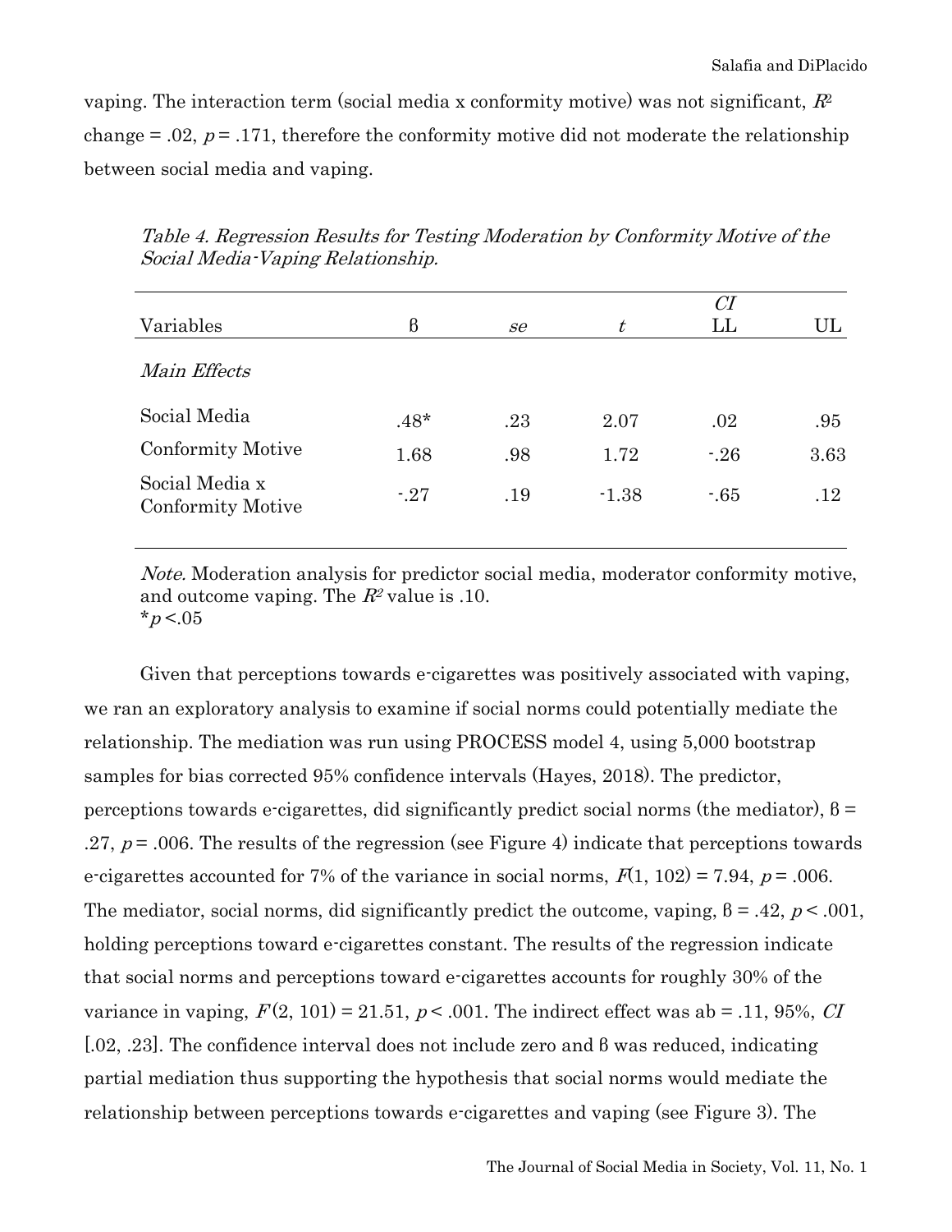vaping. The interaction term (social media x conformity motive) was not significant, $R^2$ change = .02, $p = .171$, therefore the conformity motive did not moderate the relationship between social media and vaping.

*Table 4. Regression Results for Testing Moderation by Conformity Motive of the Social Media-Vaping Relationship.*

| Variables | ß | *se* | *t* | *CI* LL | UL |
|---|---|---|---|---|---|
| *Main Effects* | | | | | |
| Social Media | .48* | .23 | 2.07 | .02 | .95 |
| Conformity Motive | 1.68 | .98 | 1.72 | -.26 | 3.63 |
| Social Media x Conformity Motive | -.27 | .19 | -1.38 | -.65 | .12 |

*Note.* Moderation analysis for predictor social media, moderator conformity motive, and outcome vaping. The $R^2$ value is .10.
\*$p < .05$

Given that perceptions towards e-cigarettes was positively associated with vaping, we ran an exploratory analysis to examine if social norms could potentially mediate the relationship. The mediation was run using PROCESS model 4, using 5,000 bootstrap samples for bias corrected 95% confidence intervals (Hayes, 2018). The predictor, perceptions towards e-cigarettes, did significantly predict social norms (the mediator), ß = .27, $p = .006$. The results of the regression (see Figure 4) indicate that perceptions towards e-cigarettes accounted for 7% of the variance in social norms, $F(1, 102) = 7.94$, $p = .006$. The mediator, social norms, did significantly predict the outcome, vaping, ß = .42, $p < .001$, holding perceptions toward e-cigarettes constant. The results of the regression indicate that social norms and perceptions toward e-cigarettes accounts for roughly 30% of the variance in vaping, $F(2, 101) = 21.51$, $p < .001$. The indirect effect was ab = .11, 95%, *CI* [.02, .23]. The confidence interval does not include zero and ß was reduced, indicating partial mediation thus supporting the hypothesis that social norms would mediate the relationship between perceptions towards e-cigarettes and vaping (see Figure 3). The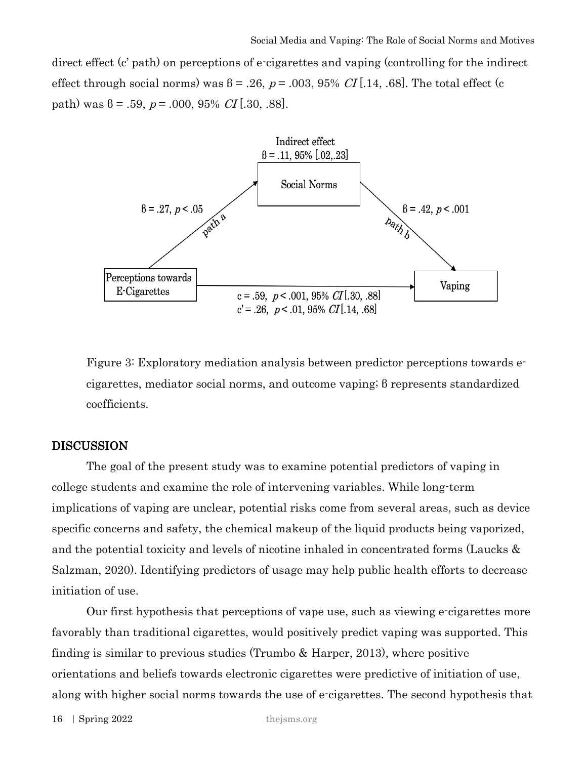direct effect (c' path) on perceptions of e-cigarettes and vaping (controlling for the indirect effect through social norms) was $\beta = .26$, $p = .003$, 95% *CI* [.14, .68]. The total effect (c path) was $\beta = .59$, $p = .000$, 95% *CI* [.30, .88].

Indirect effect
$\beta = .11$, 95% [.02,.23]

Social Norms

$\beta = .27$, $p < .05$ path a

$\beta = .42$, $p < .001$ path b

Perceptions towards E-Cigarettes

Vaping

c = .59, $p < .001$, 95% *CI* [.30, .88]
c' = .26, $p < .01$, 95% *CI* [.14, .68]

Figure 3: Exploratory mediation analysis between predictor perceptions towards e-cigarettes, mediator social norms, and outcome vaping; β represents standardized coefficients.

## DISCUSSION

The goal of the present study was to examine potential predictors of vaping in college students and examine the role of intervening variables. While long-term implications of vaping are unclear, potential risks come from several areas, such as device specific concerns and safety, the chemical makeup of the liquid products being vaporized, and the potential toxicity and levels of nicotine inhaled in concentrated forms (Laucks & Salzman, 2020). Identifying predictors of usage may help public health efforts to decrease initiation of use.

Our first hypothesis that perceptions of vape use, such as viewing e-cigarettes more favorably than traditional cigarettes, would positively predict vaping was supported. This finding is similar to previous studies (Trumbo & Harper, 2013), where positive orientations and beliefs towards electronic cigarettes were predictive of initiation of use, along with higher social norms towards the use of e-cigarettes. The second hypothesis that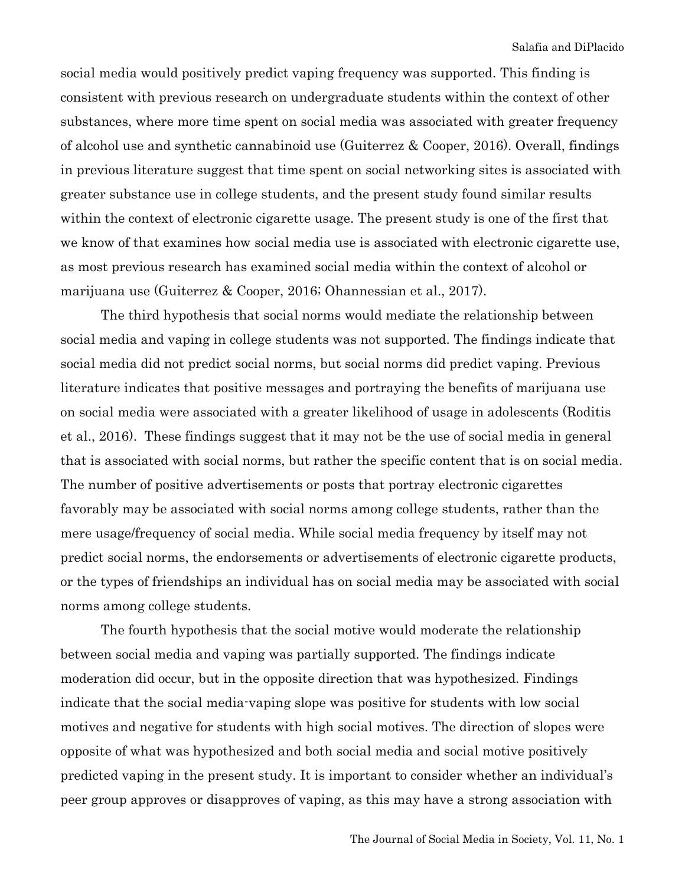social media would positively predict vaping frequency was supported. This finding is consistent with previous research on undergraduate students within the context of other substances, where more time spent on social media was associated with greater frequency of alcohol use and synthetic cannabinoid use (Guiterrez & Cooper, 2016). Overall, findings in previous literature suggest that time spent on social networking sites is associated with greater substance use in college students, and the present study found similar results within the context of electronic cigarette usage. The present study is one of the first that we know of that examines how social media use is associated with electronic cigarette use, as most previous research has examined social media within the context of alcohol or marijuana use (Guiterrez & Cooper, 2016; Ohannessian et al., 2017).

The third hypothesis that social norms would mediate the relationship between social media and vaping in college students was not supported. The findings indicate that social media did not predict social norms, but social norms did predict vaping. Previous literature indicates that positive messages and portraying the benefits of marijuana use on social media were associated with a greater likelihood of usage in adolescents (Roditis et al., 2016). These findings suggest that it may not be the use of social media in general that is associated with social norms, but rather the specific content that is on social media. The number of positive advertisements or posts that portray electronic cigarettes favorably may be associated with social norms among college students, rather than the mere usage/frequency of social media. While social media frequency by itself may not predict social norms, the endorsements or advertisements of electronic cigarette products, or the types of friendships an individual has on social media may be associated with social norms among college students.

The fourth hypothesis that the social motive would moderate the relationship between social media and vaping was partially supported. The findings indicate moderation did occur, but in the opposite direction that was hypothesized. Findings indicate that the social media-vaping slope was positive for students with low social motives and negative for students with high social motives. The direction of slopes were opposite of what was hypothesized and both social media and social motive positively predicted vaping in the present study. It is important to consider whether an individual's peer group approves or disapproves of vaping, as this may have a strong association with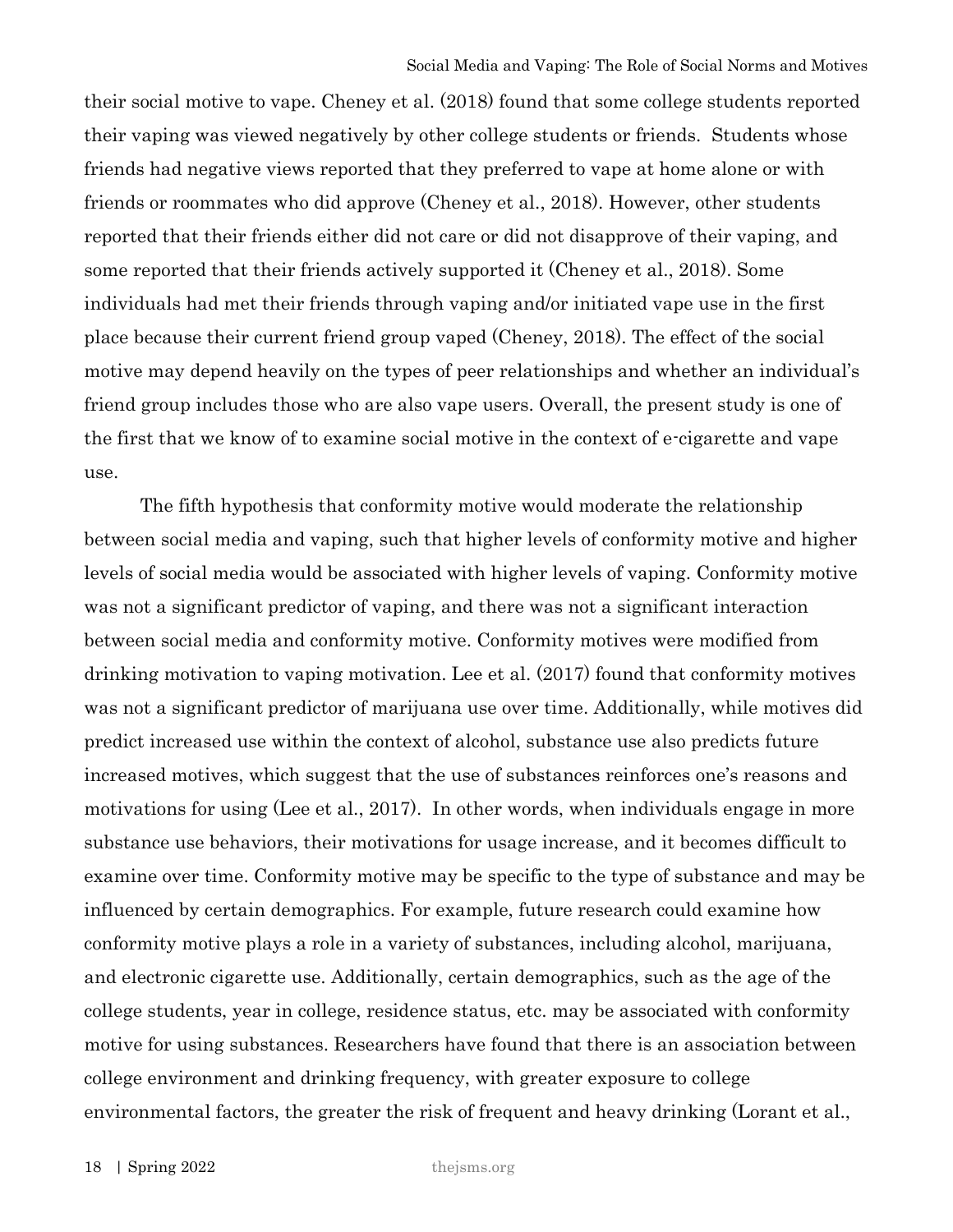their social motive to vape. Cheney et al. (2018) found that some college students reported their vaping was viewed negatively by other college students or friends. Students whose friends had negative views reported that they preferred to vape at home alone or with friends or roommates who did approve (Cheney et al., 2018). However, other students reported that their friends either did not care or did not disapprove of their vaping, and some reported that their friends actively supported it (Cheney et al., 2018). Some individuals had met their friends through vaping and/or initiated vape use in the first place because their current friend group vaped (Cheney, 2018). The effect of the social motive may depend heavily on the types of peer relationships and whether an individual's friend group includes those who are also vape users. Overall, the present study is one of the first that we know of to examine social motive in the context of e-cigarette and vape use.

The fifth hypothesis that conformity motive would moderate the relationship between social media and vaping, such that higher levels of conformity motive and higher levels of social media would be associated with higher levels of vaping. Conformity motive was not a significant predictor of vaping, and there was not a significant interaction between social media and conformity motive. Conformity motives were modified from drinking motivation to vaping motivation. Lee et al. (2017) found that conformity motives was not a significant predictor of marijuana use over time. Additionally, while motives did predict increased use within the context of alcohol, substance use also predicts future increased motives, which suggest that the use of substances reinforces one's reasons and motivations for using (Lee et al., 2017). In other words, when individuals engage in more substance use behaviors, their motivations for usage increase, and it becomes difficult to examine over time. Conformity motive may be specific to the type of substance and may be influenced by certain demographics. For example, future research could examine how conformity motive plays a role in a variety of substances, including alcohol, marijuana, and electronic cigarette use. Additionally, certain demographics, such as the age of the college students, year in college, residence status, etc. may be associated with conformity motive for using substances. Researchers have found that there is an association between college environment and drinking frequency, with greater exposure to college environmental factors, the greater the risk of frequent and heavy drinking (Lorant et al.,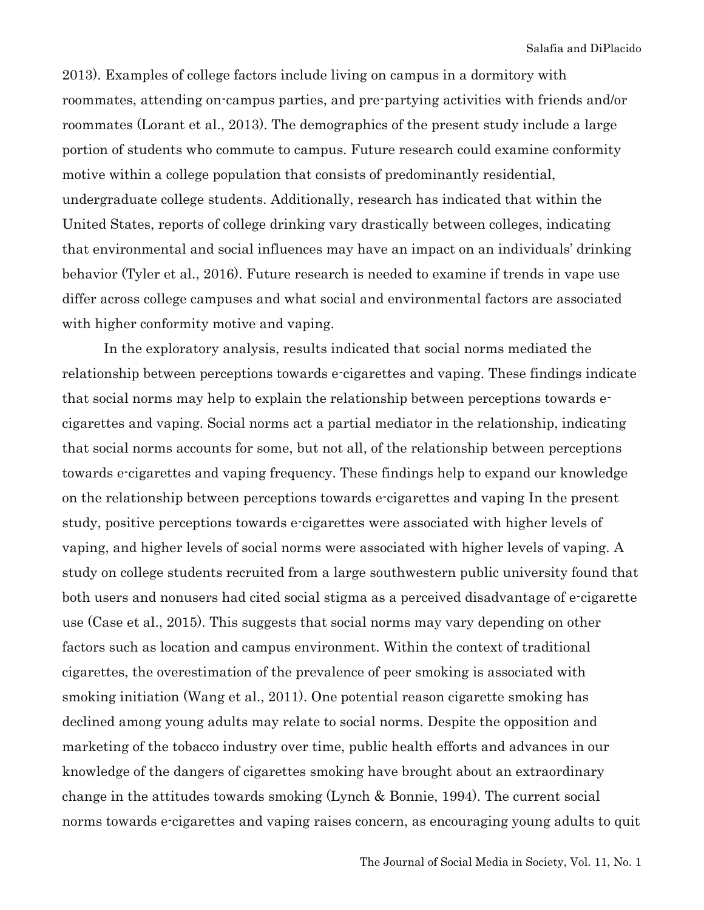2013). Examples of college factors include living on campus in a dormitory with roommates, attending on-campus parties, and pre-partying activities with friends and/or roommates (Lorant et al., 2013). The demographics of the present study include a large portion of students who commute to campus. Future research could examine conformity motive within a college population that consists of predominantly residential, undergraduate college students. Additionally, research has indicated that within the United States, reports of college drinking vary drastically between colleges, indicating that environmental and social influences may have an impact on an individuals' drinking behavior (Tyler et al., 2016). Future research is needed to examine if trends in vape use differ across college campuses and what social and environmental factors are associated with higher conformity motive and vaping.

In the exploratory analysis, results indicated that social norms mediated the relationship between perceptions towards e-cigarettes and vaping. These findings indicate that social norms may help to explain the relationship between perceptions towards e-cigarettes and vaping. Social norms act a partial mediator in the relationship, indicating that social norms accounts for some, but not all, of the relationship between perceptions towards e-cigarettes and vaping frequency. These findings help to expand our knowledge on the relationship between perceptions towards e-cigarettes and vaping In the present study, positive perceptions towards e-cigarettes were associated with higher levels of vaping, and higher levels of social norms were associated with higher levels of vaping. A study on college students recruited from a large southwestern public university found that both users and nonusers had cited social stigma as a perceived disadvantage of e-cigarette use (Case et al., 2015). This suggests that social norms may vary depending on other factors such as location and campus environment. Within the context of traditional cigarettes, the overestimation of the prevalence of peer smoking is associated with smoking initiation (Wang et al., 2011). One potential reason cigarette smoking has declined among young adults may relate to social norms. Despite the opposition and marketing of the tobacco industry over time, public health efforts and advances in our knowledge of the dangers of cigarettes smoking have brought about an extraordinary change in the attitudes towards smoking (Lynch & Bonnie, 1994). The current social norms towards e-cigarettes and vaping raises concern, as encouraging young adults to quit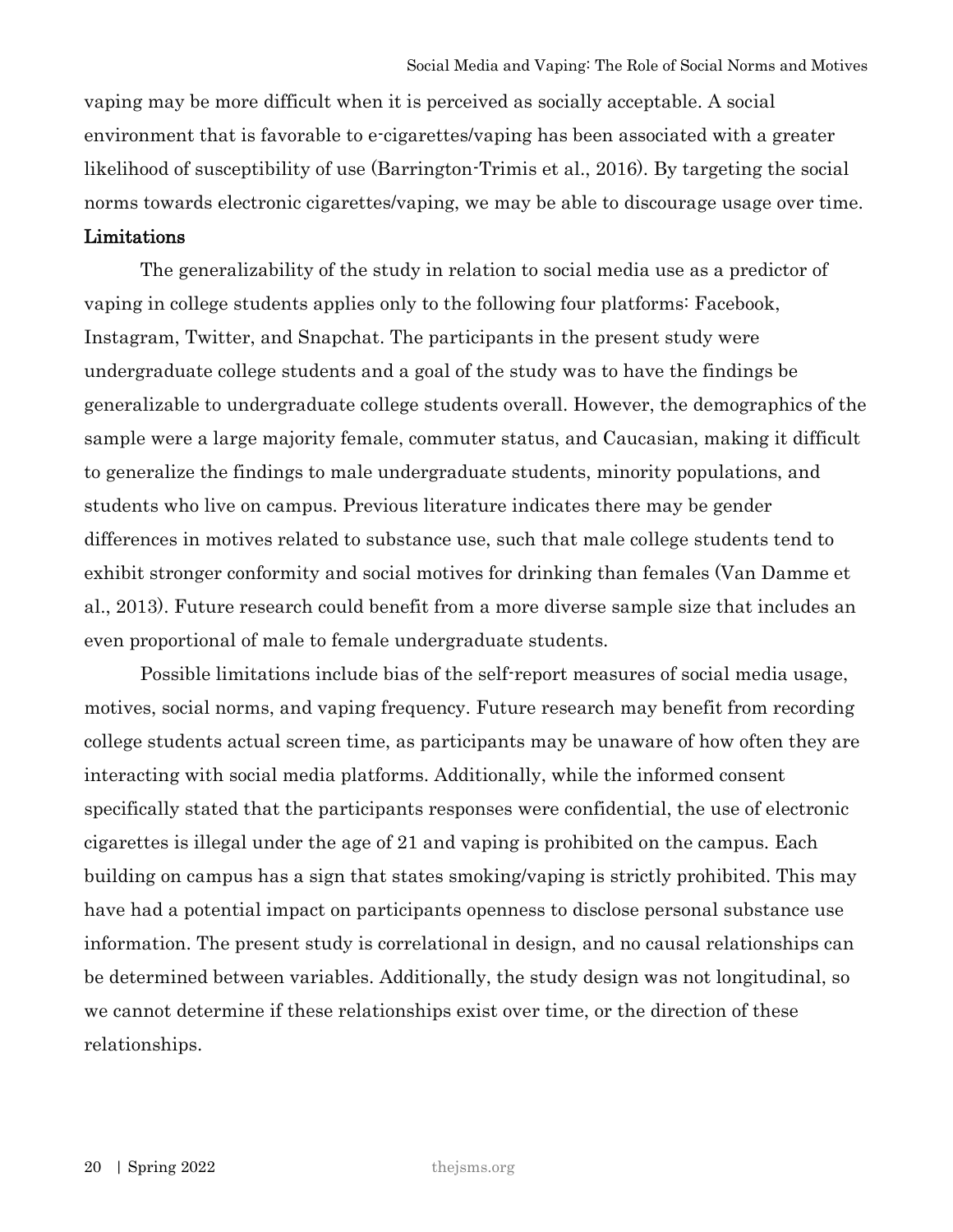vaping may be more difficult when it is perceived as socially acceptable. A social environment that is favorable to e-cigarettes/vaping has been associated with a greater likelihood of susceptibility of use (Barrington-Trimis et al., 2016). By targeting the social norms towards electronic cigarettes/vaping, we may be able to discourage usage over time.

**Limitations**

The generalizability of the study in relation to social media use as a predictor of vaping in college students applies only to the following four platforms: Facebook, Instagram, Twitter, and Snapchat. The participants in the present study were undergraduate college students and a goal of the study was to have the findings be generalizable to undergraduate college students overall. However, the demographics of the sample were a large majority female, commuter status, and Caucasian, making it difficult to generalize the findings to male undergraduate students, minority populations, and students who live on campus. Previous literature indicates there may be gender differences in motives related to substance use, such that male college students tend to exhibit stronger conformity and social motives for drinking than females (Van Damme et al., 2013). Future research could benefit from a more diverse sample size that includes an even proportional of male to female undergraduate students.

Possible limitations include bias of the self-report measures of social media usage, motives, social norms, and vaping frequency. Future research may benefit from recording college students actual screen time, as participants may be unaware of how often they are interacting with social media platforms. Additionally, while the informed consent specifically stated that the participants responses were confidential, the use of electronic cigarettes is illegal under the age of 21 and vaping is prohibited on the campus. Each building on campus has a sign that states smoking/vaping is strictly prohibited. This may have had a potential impact on participants openness to disclose personal substance use information. The present study is correlational in design, and no causal relationships can be determined between variables. Additionally, the study design was not longitudinal, so we cannot determine if these relationships exist over time, or the direction of these relationships.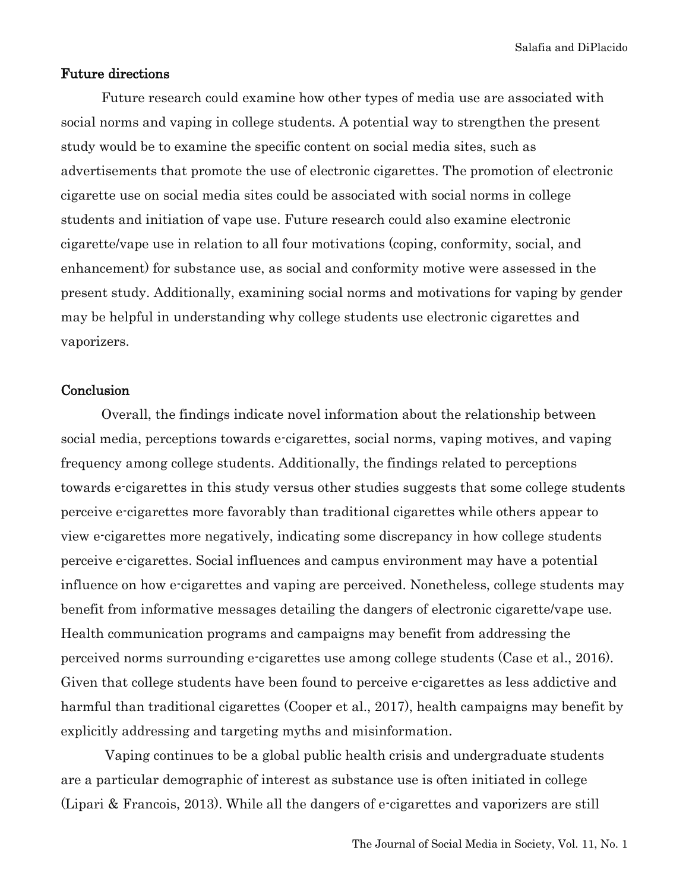### Future directions

Future research could examine how other types of media use are associated with social norms and vaping in college students. A potential way to strengthen the present study would be to examine the specific content on social media sites, such as advertisements that promote the use of electronic cigarettes. The promotion of electronic cigarette use on social media sites could be associated with social norms in college students and initiation of vape use. Future research could also examine electronic cigarette/vape use in relation to all four motivations (coping, conformity, social, and enhancement) for substance use, as social and conformity motive were assessed in the present study. Additionally, examining social norms and motivations for vaping by gender may be helpful in understanding why college students use electronic cigarettes and vaporizers.

### Conclusion

Overall, the findings indicate novel information about the relationship between social media, perceptions towards e-cigarettes, social norms, vaping motives, and vaping frequency among college students. Additionally, the findings related to perceptions towards e-cigarettes in this study versus other studies suggests that some college students perceive e-cigarettes more favorably than traditional cigarettes while others appear to view e-cigarettes more negatively, indicating some discrepancy in how college students perceive e-cigarettes. Social influences and campus environment may have a potential influence on how e-cigarettes and vaping are perceived. Nonetheless, college students may benefit from informative messages detailing the dangers of electronic cigarette/vape use. Health communication programs and campaigns may benefit from addressing the perceived norms surrounding e-cigarettes use among college students (Case et al., 2016). Given that college students have been found to perceive e-cigarettes as less addictive and harmful than traditional cigarettes (Cooper et al., 2017), health campaigns may benefit by explicitly addressing and targeting myths and misinformation.

Vaping continues to be a global public health crisis and undergraduate students are a particular demographic of interest as substance use is often initiated in college (Lipari & Francois, 2013). While all the dangers of e-cigarettes and vaporizers are still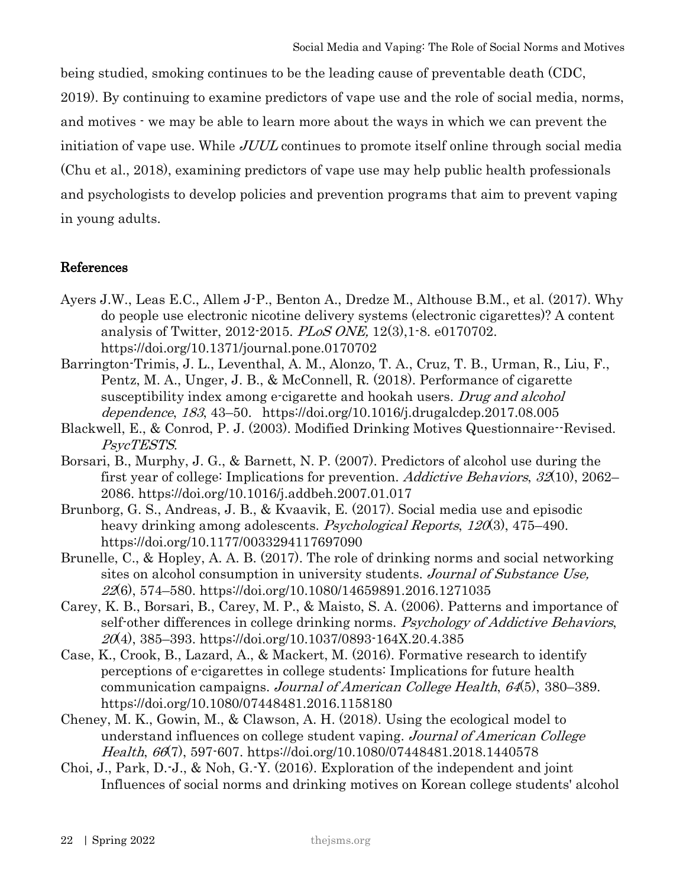being studied, smoking continues to be the leading cause of preventable death (CDC, 2019). By continuing to examine predictors of vape use and the role of social media, norms, and motives - we may be able to learn more about the ways in which we can prevent the initiation of vape use. While *JUUL* continues to promote itself online through social media (Chu et al., 2018), examining predictors of vape use may help public health professionals and psychologists to develop policies and prevention programs that aim to prevent vaping in young adults.

## References

Ayers J.W., Leas E.C., Allem J-P., Benton A., Dredze M., Althouse B.M., et al. (2017). Why do people use electronic nicotine delivery systems (electronic cigarettes)? A content analysis of Twitter, 2012-2015. *PLoS ONE,* 12(3),1-8. e0170702. https://doi.org/10.1371/journal.pone.0170702

Barrington-Trimis, J. L., Leventhal, A. M., Alonzo, T. A., Cruz, T. B., Urman, R., Liu, F., Pentz, M. A., Unger, J. B., & McConnell, R. (2018). Performance of cigarette susceptibility index among e-cigarette and hookah users. *Drug and alcohol dependence*, *183*, 43–50. https://doi.org/10.1016/j.drugalcdep.2017.08.005

Blackwell, E., & Conrod, P. J. (2003). Modified Drinking Motives Questionnaire--Revised. *PsycTESTS*.

Borsari, B., Murphy, J. G., & Barnett, N. P. (2007). Predictors of alcohol use during the first year of college: Implications for prevention. *Addictive Behaviors*, *32*(10), 2062–2086. https://doi.org/10.1016/j.addbeh.2007.01.017

Brunborg, G. S., Andreas, J. B., & Kvaavik, E. (2017). Social media use and episodic heavy drinking among adolescents. *Psychological Reports*, *120*(3), 475–490. https://doi.org/10.1177/0033294117697090

Brunelle, C., & Hopley, A. A. B. (2017). The role of drinking norms and social networking sites on alcohol consumption in university students. *Journal of Substance Use, 22*(6), 574–580. https://doi.org/10.1080/14659891.2016.1271035

Carey, K. B., Borsari, B., Carey, M. P., & Maisto, S. A. (2006). Patterns and importance of self-other differences in college drinking norms. *Psychology of Addictive Behaviors*, *20*(4), 385–393. https://doi.org/10.1037/0893-164X.20.4.385

Case, K., Crook, B., Lazard, A., & Mackert, M. (2016). Formative research to identify perceptions of e-cigarettes in college students: Implications for future health communication campaigns. *Journal of American College Health*, *64*(5), 380–389. https://doi.org/10.1080/07448481.2016.1158180

Cheney, M. K., Gowin, M., & Clawson, A. H. (2018). Using the ecological model to understand influences on college student vaping. *Journal of American College Health*, *66*(7), 597-607. https://doi.org/10.1080/07448481.2018.1440578

Choi, J., Park, D.-J., & Noh, G.-Y. (2016). Exploration of the independent and joint Influences of social norms and drinking motives on Korean college students' alcohol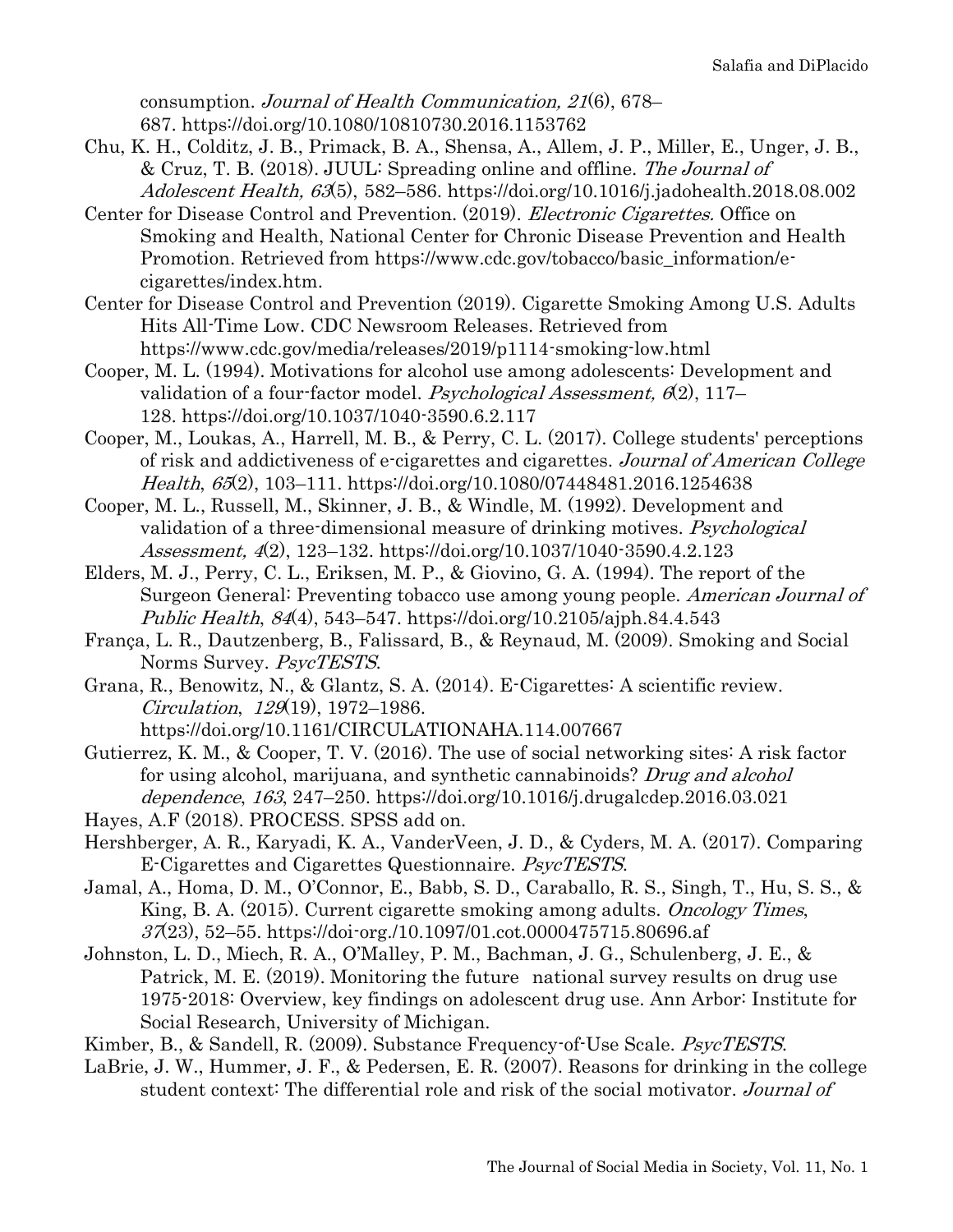consumption. *Journal of Health Communication, 21*(6), 678–687. https://doi.org/10.1080/10810730.2016.1153762

Chu, K. H., Colditz, J. B., Primack, B. A., Shensa, A., Allem, J. P., Miller, E., Unger, J. B., & Cruz, T. B. (2018). JUUL: Spreading online and offline. *The Journal of Adolescent Health, 63*(5), 582–586. https://doi.org/10.1016/j.jadohealth.2018.08.002

Center for Disease Control and Prevention. (2019). *Electronic Cigarettes.* Office on Smoking and Health, National Center for Chronic Disease Prevention and Health Promotion. Retrieved from https://www.cdc.gov/tobacco/basic_information/e-cigarettes/index.htm.

Center for Disease Control and Prevention (2019). Cigarette Smoking Among U.S. Adults Hits All-Time Low. CDC Newsroom Releases. Retrieved from https://www.cdc.gov/media/releases/2019/p1114-smoking-low.html

Cooper, M. L. (1994). Motivations for alcohol use among adolescents: Development and validation of a four-factor model. *Psychological Assessment, 6*(2), 117–128. https://doi.org/10.1037/1040-3590.6.2.117

Cooper, M., Loukas, A., Harrell, M. B., & Perry, C. L. (2017). College students' perceptions of risk and addictiveness of e-cigarettes and cigarettes. *Journal of American College Health*, *65*(2), 103–111. https://doi.org/10.1080/07448481.2016.1254638

Cooper, M. L., Russell, M., Skinner, J. B., & Windle, M. (1992). Development and validation of a three-dimensional measure of drinking motives. *Psychological Assessment, 4*(2), 123–132. https://doi.org/10.1037/1040-3590.4.2.123

Elders, M. J., Perry, C. L., Eriksen, M. P., & Giovino, G. A. (1994). The report of the Surgeon General: Preventing tobacco use among young people. *American Journal of Public Health*, *84*(4), 543–547. https://doi.org/10.2105/ajph.84.4.543

França, L. R., Dautzenberg, B., Falissard, B., & Reynaud, M. (2009). Smoking and Social Norms Survey. *PsycTESTS*.

Grana, R., Benowitz, N., & Glantz, S. A. (2014). E-Cigarettes: A scientific review. *Circulation*, *129*(19), 1972–1986. https://doi.org/10.1161/CIRCULATIONAHA.114.007667

Gutierrez, K. M., & Cooper, T. V. (2016). The use of social networking sites: A risk factor for using alcohol, marijuana, and synthetic cannabinoids? *Drug and alcohol dependence*, *163*, 247–250. https://doi.org/10.1016/j.drugalcdep.2016.03.021

Hayes, A.F (2018). PROCESS. SPSS add on.

Hershberger, A. R., Karyadi, K. A., VanderVeen, J. D., & Cyders, M. A. (2017). Comparing E-Cigarettes and Cigarettes Questionnaire. *PsycTESTS*.

Jamal, A., Homa, D. M., O'Connor, E., Babb, S. D., Caraballo, R. S., Singh, T., Hu, S. S., & King, B. A. (2015). Current cigarette smoking among adults. *Oncology Times*, *37*(23), 52–55. https://doi-org./10.1097/01.cot.0000475715.80696.af

Johnston, L. D., Miech, R. A., O'Malley, P. M., Bachman, J. G., Schulenberg, J. E., & Patrick, M. E. (2019). Monitoring the future national survey results on drug use 1975-2018: Overview, key findings on adolescent drug use. Ann Arbor: Institute for Social Research, University of Michigan.

Kimber, B., & Sandell, R. (2009). Substance Frequency-of-Use Scale. *PsycTESTS*.

LaBrie, J. W., Hummer, J. F., & Pedersen, E. R. (2007). Reasons for drinking in the college student context: The differential role and risk of the social motivator. *Journal of*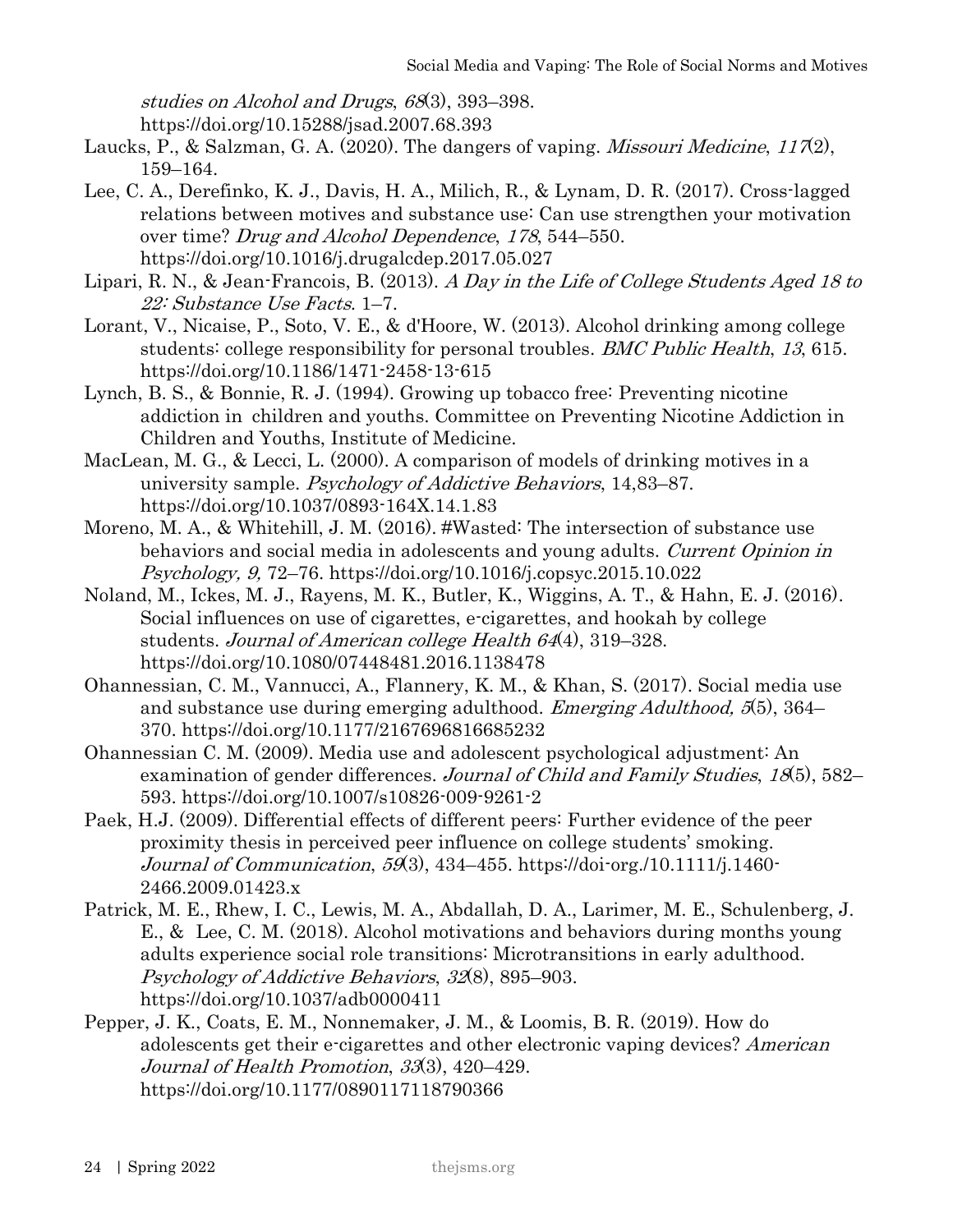*studies on Alcohol and Drugs*, *68*(3), 393–398. https://doi.org/10.15288/jsad.2007.68.393

Laucks, P., & Salzman, G. A. (2020). The dangers of vaping. *Missouri Medicine*, *117*(2), 159–164.

Lee, C. A., Derefinko, K. J., Davis, H. A., Milich, R., & Lynam, D. R. (2017). Cross-lagged relations between motives and substance use: Can use strengthen your motivation over time? *Drug and Alcohol Dependence*, *178*, 544–550. https://doi.org/10.1016/j.drugalcdep.2017.05.027

Lipari, R. N., & Jean-Francois, B. (2013). *A Day in the Life of College Students Aged 18 to 22: Substance Use Facts*. 1–7.

Lorant, V., Nicaise, P., Soto, V. E., & d'Hoore, W. (2013). Alcohol drinking among college students: college responsibility for personal troubles. *BMC Public Health*, *13*, 615. https://doi.org/10.1186/1471-2458-13-615

Lynch, B. S., & Bonnie, R. J. (1994). Growing up tobacco free: Preventing nicotine addiction in children and youths. Committee on Preventing Nicotine Addiction in Children and Youths, Institute of Medicine.

MacLean, M. G., & Lecci, L. (2000). A comparison of models of drinking motives in a university sample. *Psychology of Addictive Behaviors*, 14,83–87. https://doi.org/10.1037/0893-164X.14.1.83

Moreno, M. A., & Whitehill, J. M. (2016). #Wasted: The intersection of substance use behaviors and social media in adolescents and young adults. *Current Opinion in Psychology, 9,* 72–76. https://doi.org/10.1016/j.copsyc.2015.10.022

Noland, M., Ickes, M. J., Rayens, M. K., Butler, K., Wiggins, A. T., & Hahn, E. J. (2016). Social influences on use of cigarettes, e-cigarettes, and hookah by college students. *Journal of American college Health 64*(4), 319–328. https://doi.org/10.1080/07448481.2016.1138478

Ohannessian, C. M., Vannucci, A., Flannery, K. M., & Khan, S. (2017). Social media use and substance use during emerging adulthood. *Emerging Adulthood, 5*(5), 364–370. https://doi.org/10.1177/2167696816685232

Ohannessian C. M. (2009). Media use and adolescent psychological adjustment: An examination of gender differences. *Journal of Child and Family Studies*, *18*(5), 582–593. https://doi.org/10.1007/s10826-009-9261-2

Paek, H.J. (2009). Differential effects of different peers: Further evidence of the peer proximity thesis in perceived peer influence on college students' smoking. *Journal of Communication*, *59*(3), 434–455. https://doi-org./10.1111/j.1460-2466.2009.01423.x

Patrick, M. E., Rhew, I. C., Lewis, M. A., Abdallah, D. A., Larimer, M. E., Schulenberg, J. E., & Lee, C. M. (2018). Alcohol motivations and behaviors during months young adults experience social role transitions: Microtransitions in early adulthood. *Psychology of Addictive Behaviors*, *32*(8), 895–903. https://doi.org/10.1037/adb0000411

Pepper, J. K., Coats, E. M., Nonnemaker, J. M., & Loomis, B. R. (2019). How do adolescents get their e-cigarettes and other electronic vaping devices? *American Journal of Health Promotion*, *33*(3), 420–429. https://doi.org/10.1177/0890117118790366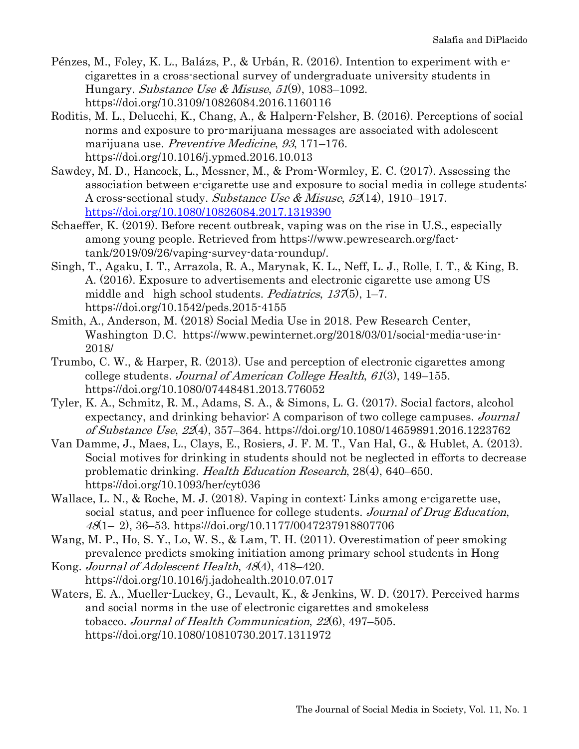Pénzes, M., Foley, K. L., Balázs, P., & Urbán, R. (2016). Intention to experiment with e-cigarettes in a cross-sectional survey of undergraduate university students in Hungary. *Substance Use & Misuse*, *51*(9), 1083–1092. https://doi.org/10.3109/10826084.2016.1160116

Roditis, M. L., Delucchi, K., Chang, A., & Halpern-Felsher, B. (2016). Perceptions of social norms and exposure to pro-marijuana messages are associated with adolescent marijuana use. *Preventive Medicine*, *93*, 171–176. https://doi.org/10.1016/j.ypmed.2016.10.013

Sawdey, M. D., Hancock, L., Messner, M., & Prom-Wormley, E. C. (2017). Assessing the association between e-cigarette use and exposure to social media in college students: A cross-sectional study. *Substance Use & Misuse*, *52*(14), 1910–1917. https://doi.org/10.1080/10826084.2017.1319390

Schaeffer, K. (2019). Before recent outbreak, vaping was on the rise in U.S., especially among young people. Retrieved from https://www.pewresearch.org/fact-tank/2019/09/26/vaping-survey-data-roundup/.

Singh, T., Agaku, I. T., Arrazola, R. A., Marynak, K. L., Neff, L. J., Rolle, I. T., & King, B. A. (2016). Exposure to advertisements and electronic cigarette use among US middle and high school students. *Pediatrics*, *137*(5), 1–7. https://doi.org/10.1542/peds.2015-4155

Smith, A., Anderson, M. (2018) Social Media Use in 2018. Pew Research Center, Washington D.C. https://www.pewinternet.org/2018/03/01/social-media-use-in-2018/

Trumbo, C. W., & Harper, R. (2013). Use and perception of electronic cigarettes among college students. *Journal of American College Health*, *61*(3), 149–155. https://doi.org/10.1080/07448481.2013.776052

Tyler, K. A., Schmitz, R. M., Adams, S. A., & Simons, L. G. (2017). Social factors, alcohol expectancy, and drinking behavior: A comparison of two college campuses. *Journal of Substance Use*, *22*(4), 357–364. https://doi.org/10.1080/14659891.2016.1223762

Van Damme, J., Maes, L., Clays, E., Rosiers, J. F. M. T., Van Hal, G., & Hublet, A. (2013). Social motives for drinking in students should not be neglected in efforts to decrease problematic drinking. *Health Education Research*, 28(4), 640–650. https://doi.org/10.1093/her/cyt036

Wallace, L. N., & Roche, M. J. (2018). Vaping in context: Links among e-cigarette use, social status, and peer influence for college students. *Journal of Drug Education*, *48*(1– 2), 36–53. https://doi.org/10.1177/0047237918807706

Wang, M. P., Ho, S. Y., Lo, W. S., & Lam, T. H. (2011). Overestimation of peer smoking prevalence predicts smoking initiation among primary school students in Hong Kong. *Journal of Adolescent Health*, *48*(4), 418–420. https://doi.org/10.1016/j.jadohealth.2010.07.017

Waters, E. A., Mueller-Luckey, G., Levault, K., & Jenkins, W. D. (2017). Perceived harms and social norms in the use of electronic cigarettes and smokeless tobacco. *Journal of Health Communication*, *22*(6), 497–505. https://doi.org/10.1080/10810730.2017.1311972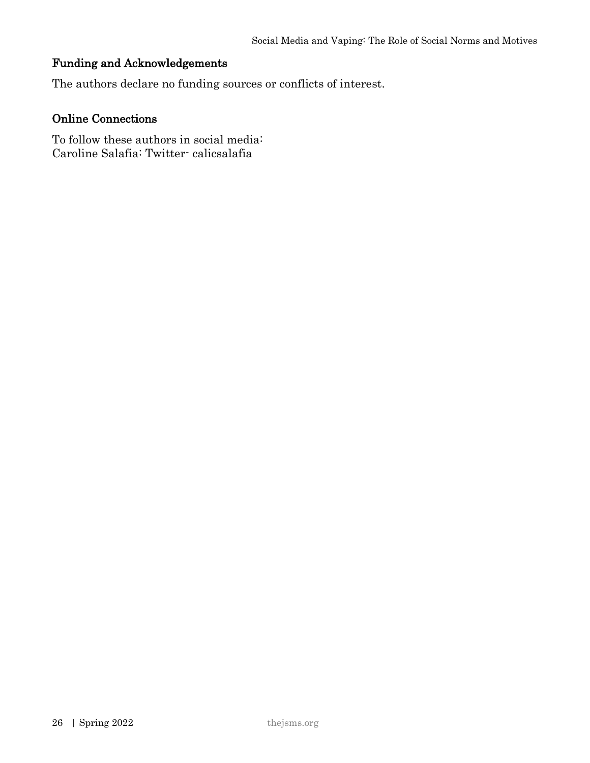## Funding and Acknowledgements

The authors declare no funding sources or conflicts of interest.

## Online Connections

To follow these authors in social media:
Caroline Salafia: Twitter- calicsalafia